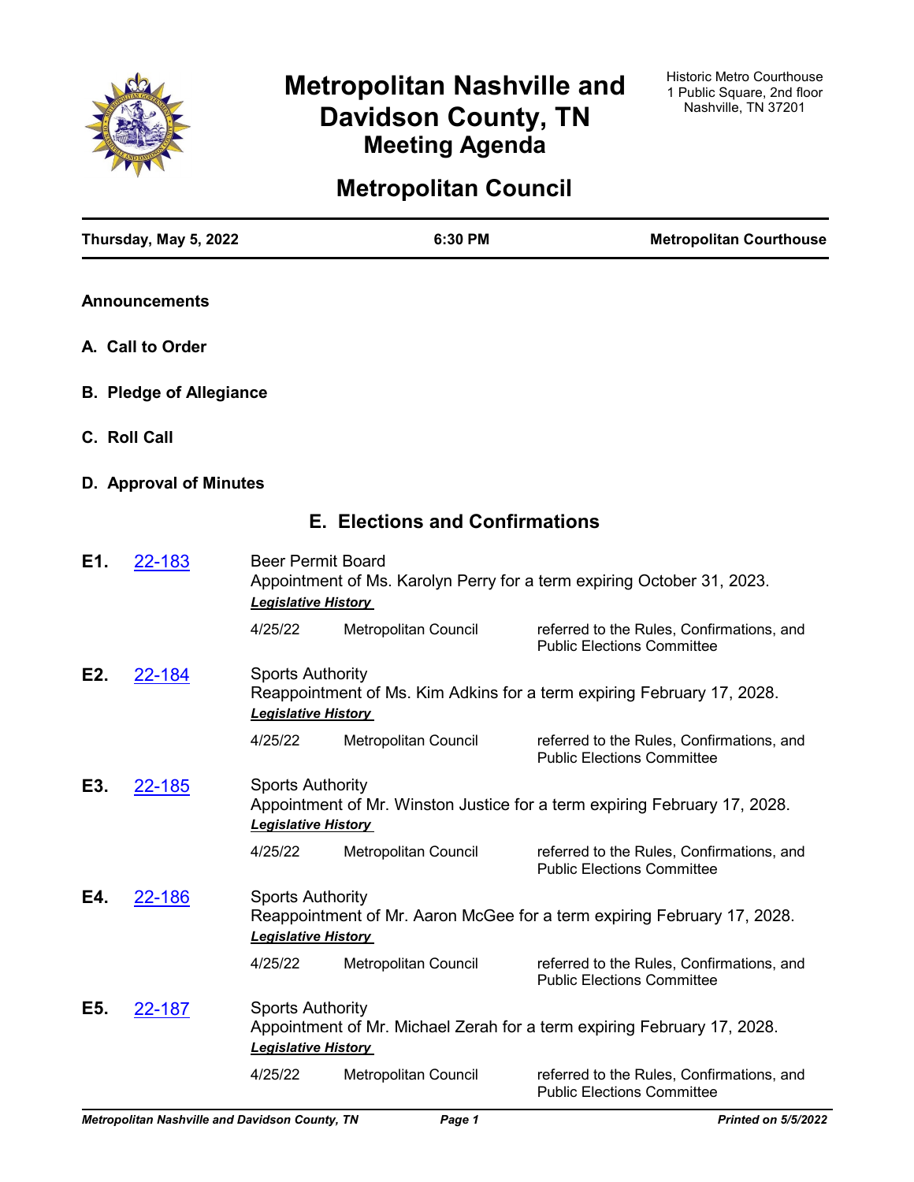# Metropolitan Nashville and Davidson County, TN
## Meeting Agenda

Historic Metro Courthouse
1 Public Square, 2nd floor
Nashville, TN 37201

# Metropolitan Council

**Thursday, May 5, 2022** | **6:30 PM** | **Metropolitan Courthouse**

**Announcements**

**A. Call to Order**

**B. Pledge of Allegiance**

**C. Roll Call**

**D. Approval of Minutes**

## E. Elections and Confirmations

**E1.** 22-183

Beer Permit Board
Appointment of Ms. Karolyn Perry for a term expiring October 31, 2023.

***Legislative History***

| 4/25/22 | Metropolitan Council | referred to the Rules, Confirmations, and Public Elections Committee |
|---|---|---|

**E2.** 22-184

Sports Authority
Reappointment of Ms. Kim Adkins for a term expiring February 17, 2028.

***Legislative History***

| 4/25/22 | Metropolitan Council | referred to the Rules, Confirmations, and Public Elections Committee |
|---|---|---|

**E3.** 22-185

Sports Authority
Appointment of Mr. Winston Justice for a term expiring February 17, 2028.

***Legislative History***

| 4/25/22 | Metropolitan Council | referred to the Rules, Confirmations, and Public Elections Committee |
|---|---|---|

**E4.** 22-186

Sports Authority
Reappointment of Mr. Aaron McGee for a term expiring February 17, 2028.

***Legislative History***

| 4/25/22 | Metropolitan Council | referred to the Rules, Confirmations, and Public Elections Committee |
|---|---|---|

**E5.** 22-187

Sports Authority
Appointment of Mr. Michael Zerah for a term expiring February 17, 2028.

***Legislative History***

| 4/25/22 | Metropolitan Council | referred to the Rules, Confirmations, and Public Elections Committee |
|---|---|---|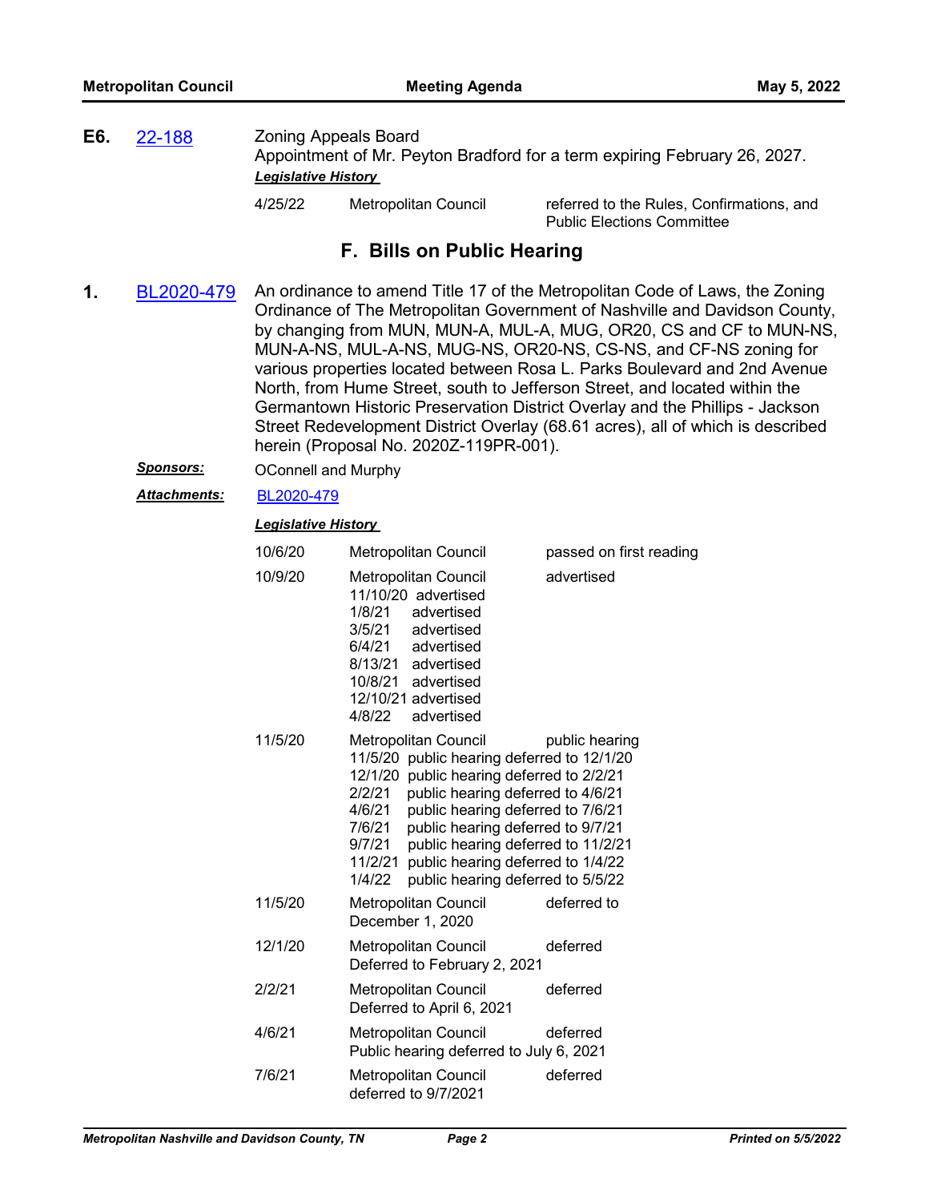**E6.** 22-188

Zoning Appeals Board
Appointment of Mr. Peyton Bradford for a term expiring February 26, 2027.

***Legislative History***

| | | |
|---|---|---|
| 4/25/22 | Metropolitan Council | referred to the Rules, Confirmations, and Public Elections Committee |

## F. Bills on Public Hearing

**1.** BL2020-479

An ordinance to amend Title 17 of the Metropolitan Code of Laws, the Zoning Ordinance of The Metropolitan Government of Nashville and Davidson County, by changing from MUN, MUN-A, MUL-A, MUG, OR20, CS and CF to MUN-NS, MUN-A-NS, MUL-A-NS, MUG-NS, OR20-NS, CS-NS, and CF-NS zoning for various properties located between Rosa L. Parks Boulevard and 2nd Avenue North, from Hume Street, south to Jefferson Street, and located within the Germantown Historic Preservation District Overlay and the Phillips - Jackson Street Redevelopment District Overlay (68.61 acres), all of which is described herein (Proposal No. 2020Z-119PR-001).

***Sponsors:*** OConnell and Murphy

***Attachments:*** BL2020-479

***Legislative History***

| | | |
|---|---|---|
| 10/6/20 | Metropolitan Council | passed on first reading |
| 10/9/20 | Metropolitan Council<br>11/10/20 advertised<br>1/8/21 advertised<br>3/5/21 advertised<br>6/4/21 advertised<br>8/13/21 advertised<br>10/8/21 advertised<br>12/10/21 advertised<br>4/8/22 advertised | advertised |
| 11/5/20 | Metropolitan Council<br>11/5/20 public hearing deferred to 12/1/20<br>12/1/20 public hearing deferred to 2/2/21<br>2/2/21 public hearing deferred to 4/6/21<br>4/6/21 public hearing deferred to 7/6/21<br>7/6/21 public hearing deferred to 9/7/21<br>9/7/21 public hearing deferred to 11/2/21<br>11/2/21 public hearing deferred to 1/4/22<br>1/4/22 public hearing deferred to 5/5/22 | public hearing |
| 11/5/20 | Metropolitan Council<br>December 1, 2020 | deferred to |
| 12/1/20 | Metropolitan Council<br>Deferred to February 2, 2021 | deferred |
| 2/2/21 | Metropolitan Council<br>Deferred to April 6, 2021 | deferred |
| 4/6/21 | Metropolitan Council<br>Public hearing deferred to July 6, 2021 | deferred |
| 7/6/21 | Metropolitan Council<br>deferred to 9/7/2021 | deferred |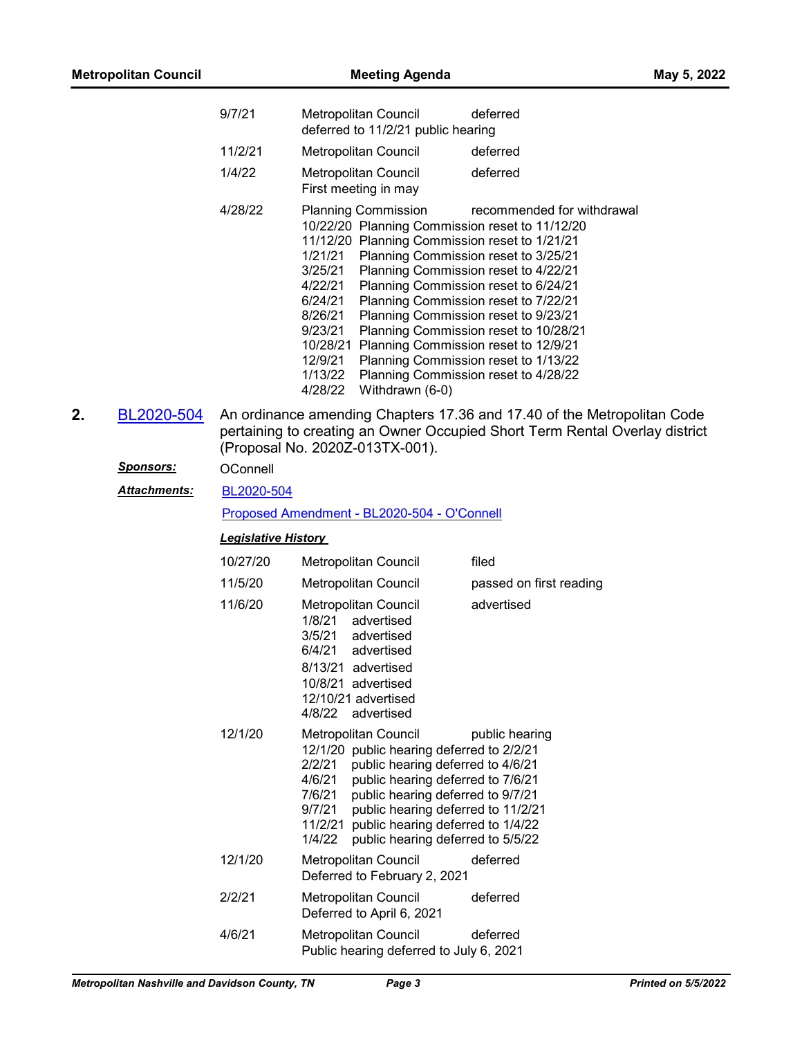| | | |
|---|---|---|
| 9/7/21 | Metropolitan Council<br>deferred to 11/2/21 public hearing | deferred |
| 11/2/21 | Metropolitan Council | deferred |
| 1/4/22 | Metropolitan Council<br>First meeting in may | deferred |
| 4/28/22 | Planning Commission<br>10/22/20 Planning Commission reset to 11/12/20<br>11/12/20 Planning Commission reset to 1/21/21<br>1/21/21 Planning Commission reset to 3/25/21<br>3/25/21 Planning Commission reset to 4/22/21<br>4/22/21 Planning Commission reset to 6/24/21<br>6/24/21 Planning Commission reset to 7/22/21<br>8/26/21 Planning Commission reset to 9/23/21<br>9/23/21 Planning Commission reset to 10/28/21<br>10/28/21 Planning Commission reset to 12/9/21<br>12/9/21 Planning Commission reset to 1/13/22<br>1/13/22 Planning Commission reset to 4/28/22<br>4/28/22 Withdrawn (6-0) | recommended for withdrawal |

**2.** BL2020-504 An ordinance amending Chapters 17.36 and 17.40 of the Metropolitan Code pertaining to creating an Owner Occupied Short Term Rental Overlay district (Proposal No. 2020Z-013TX-001).

***Sponsors:*** OConnell

***Attachments:*** BL2020-504

Proposed Amendment - BL2020-504 - O'Connell

***Legislative History***

| | | |
|---|---|---|
| 10/27/20 | Metropolitan Council | filed |
| 11/5/20 | Metropolitan Council | passed on first reading |
| 11/6/20 | Metropolitan Council<br>1/8/21 advertised<br>3/5/21 advertised<br>6/4/21 advertised<br>8/13/21 advertised<br>10/8/21 advertised<br>12/10/21 advertised<br>4/8/22 advertised | advertised |
| 12/1/20 | Metropolitan Council<br>12/1/20 public hearing deferred to 2/2/21<br>2/2/21 public hearing deferred to 4/6/21<br>4/6/21 public hearing deferred to 7/6/21<br>7/6/21 public hearing deferred to 9/7/21<br>9/7/21 public hearing deferred to 11/2/21<br>11/2/21 public hearing deferred to 1/4/22<br>1/4/22 public hearing deferred to 5/5/22 | public hearing |
| 12/1/20 | Metropolitan Council<br>Deferred to February 2, 2021 | deferred |
| 2/2/21 | Metropolitan Council<br>Deferred to April 6, 2021 | deferred |
| 4/6/21 | Metropolitan Council<br>Public hearing deferred to July 6, 2021 | deferred |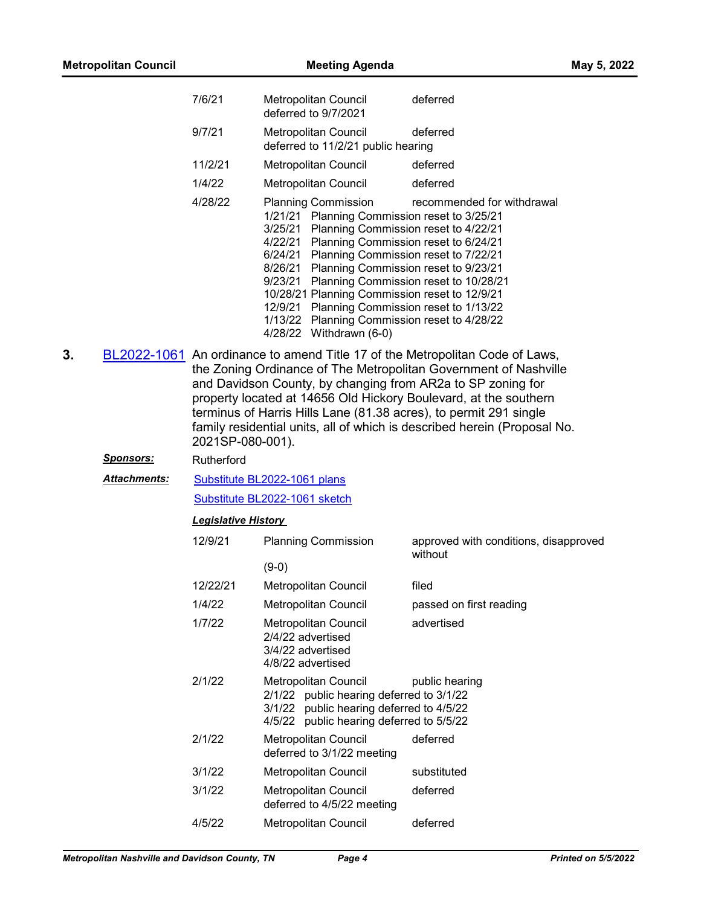| | | |
|---|---|---|
| 7/6/21 | Metropolitan Council<br>deferred to 9/7/2021 | deferred |
| 9/7/21 | Metropolitan Council<br>deferred to 11/2/21 public hearing | deferred |
| 11/2/21 | Metropolitan Council | deferred |
| 1/4/22 | Metropolitan Council | deferred |
| 4/28/22 | Planning Commission<br>1/21/21 Planning Commission reset to 3/25/21<br>3/25/21 Planning Commission reset to 4/22/21<br>4/22/21 Planning Commission reset to 6/24/21<br>6/24/21 Planning Commission reset to 7/22/21<br>8/26/21 Planning Commission reset to 9/23/21<br>9/23/21 Planning Commission reset to 10/28/21<br>10/28/21 Planning Commission reset to 12/9/21<br>12/9/21 Planning Commission reset to 1/13/22<br>1/13/22 Planning Commission reset to 4/28/22<br>4/28/22 Withdrawn (6-0) | recommended for withdrawal |

**3.** BL2022-1061 An ordinance to amend Title 17 of the Metropolitan Code of Laws, the Zoning Ordinance of The Metropolitan Government of Nashville and Davidson County, by changing from AR2a to SP zoning for property located at 14656 Old Hickory Boulevard, at the southern terminus of Harris Hills Lane (81.38 acres), to permit 291 single family residential units, all of which is described herein (Proposal No. 2021SP-080-001).

***Sponsors:*** Rutherford

***Attachments:*** Substitute BL2022-1061 plans

Substitute BL2022-1061 sketch

***Legislative History***

| | | |
|---|---|---|
| 12/9/21 | Planning Commission<br>(9-0) | approved with conditions, disapproved without |
| 12/22/21 | Metropolitan Council | filed |
| 1/4/22 | Metropolitan Council | passed on first reading |
| 1/7/22 | Metropolitan Council<br>2/4/22 advertised<br>3/4/22 advertised<br>4/8/22 advertised | advertised |
| 2/1/22 | Metropolitan Council<br>2/1/22 public hearing deferred to 3/1/22<br>3/1/22 public hearing deferred to 4/5/22<br>4/5/22 public hearing deferred to 5/5/22 | public hearing |
| 2/1/22 | Metropolitan Council<br>deferred to 3/1/22 meeting | deferred |
| 3/1/22 | Metropolitan Council | substituted |
| 3/1/22 | Metropolitan Council<br>deferred to 4/5/22 meeting | deferred |
| 4/5/22 | Metropolitan Council | deferred |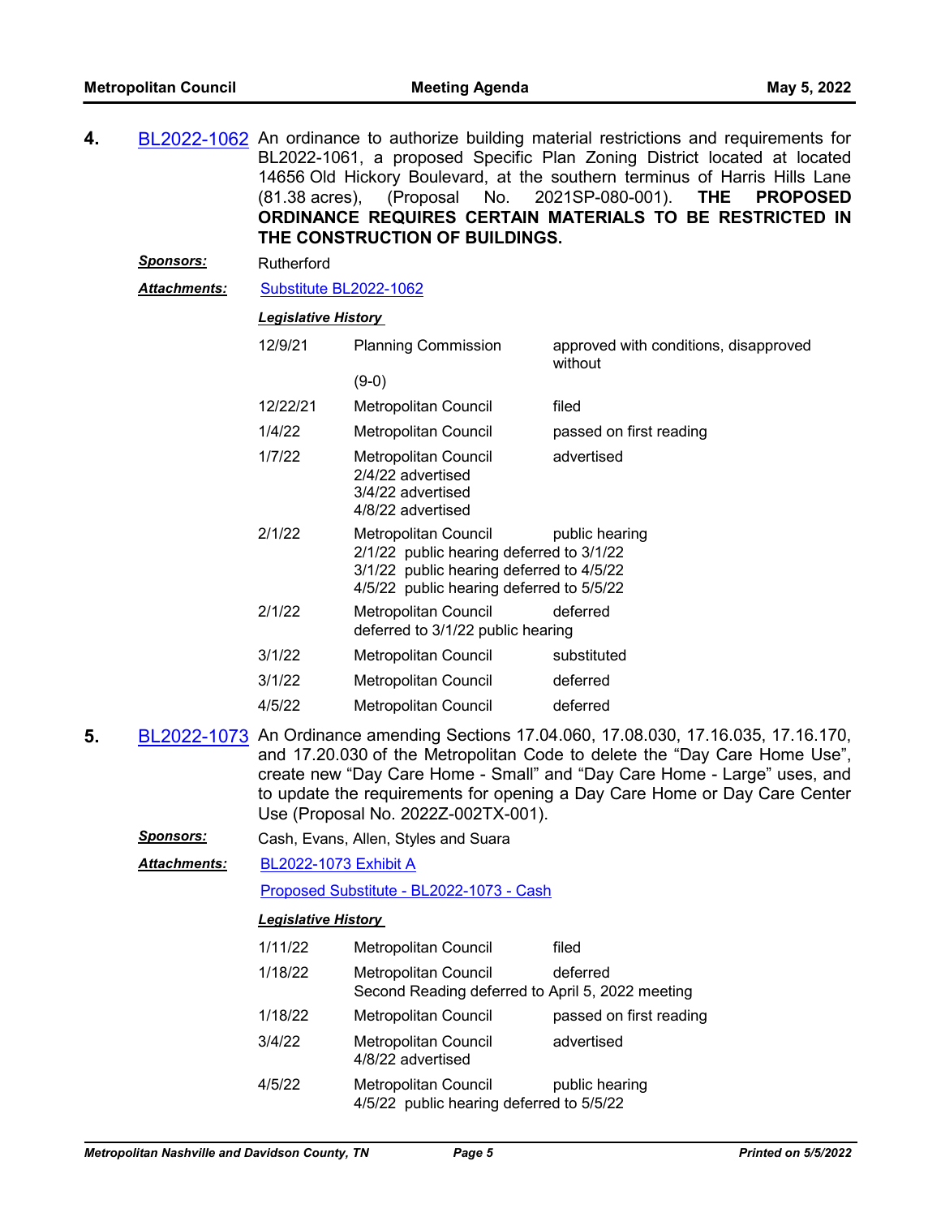**4.** BL2022-1062 An ordinance to authorize building material restrictions and requirements for BL2022-1061, a proposed Specific Plan Zoning District located at located 14656 Old Hickory Boulevard, at the southern terminus of Harris Hills Lane (81.38 acres), (Proposal No. 2021SP-080-001). **THE PROPOSED ORDINANCE REQUIRES CERTAIN MATERIALS TO BE RESTRICTED IN THE CONSTRUCTION OF BUILDINGS.**

***Sponsors:*** Rutherford

***Attachments:*** Substitute BL2022-1062

***Legislative History***

| | | |
|---|---|---|
| 12/9/21 | Planning Commission<br>(9-0) | approved with conditions, disapproved without |
| 12/22/21 | Metropolitan Council | filed |
| 1/4/22 | Metropolitan Council | passed on first reading |
| 1/7/22 | Metropolitan Council<br>2/4/22 advertised<br>3/4/22 advertised<br>4/8/22 advertised | advertised |
| 2/1/22 | Metropolitan Council<br>2/1/22 public hearing deferred to 3/1/22<br>3/1/22 public hearing deferred to 4/5/22<br>4/5/22 public hearing deferred to 5/5/22 | public hearing |
| 2/1/22 | Metropolitan Council<br>deferred to 3/1/22 public hearing | deferred |
| 3/1/22 | Metropolitan Council | substituted |
| 3/1/22 | Metropolitan Council | deferred |
| 4/5/22 | Metropolitan Council | deferred |

**5.** BL2022-1073 An Ordinance amending Sections 17.04.060, 17.08.030, 17.16.035, 17.16.170, and 17.20.030 of the Metropolitan Code to delete the “Day Care Home Use”, create new “Day Care Home - Small” and “Day Care Home - Large” uses, and to update the requirements for opening a Day Care Home or Day Care Center Use (Proposal No. 2022Z-002TX-001).

***Sponsors:*** Cash, Evans, Allen, Styles and Suara

***Attachments:*** BL2022-1073 Exhibit A

Proposed Substitute - BL2022-1073 - Cash

***Legislative History***

| | | |
|---|---|---|
| 1/11/22 | Metropolitan Council | filed |
| 1/18/22 | Metropolitan Council<br>Second Reading deferred to April 5, 2022 meeting | deferred |
| 1/18/22 | Metropolitan Council | passed on first reading |
| 3/4/22 | Metropolitan Council<br>4/8/22 advertised | advertised |
| 4/5/22 | Metropolitan Council<br>4/5/22 public hearing deferred to 5/5/22 | public hearing |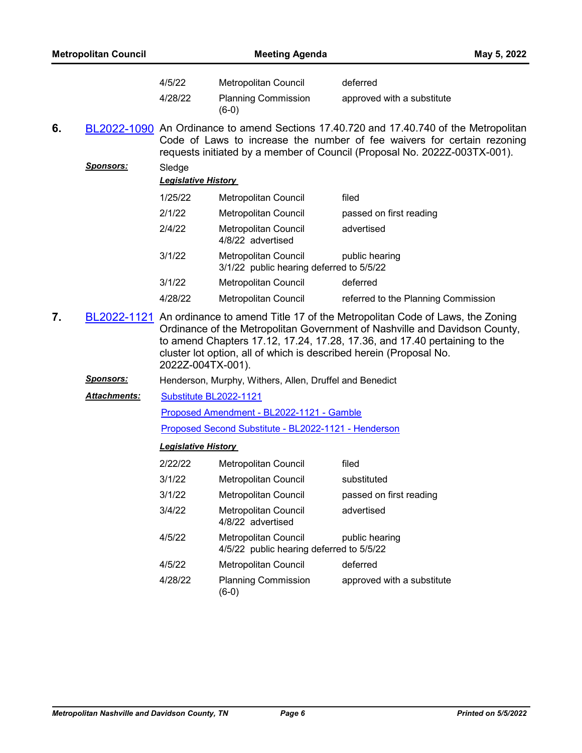| | | |
|---|---|---|
| 4/5/22 | Metropolitan Council | deferred |
| 4/28/22 | Planning Commission (6-0) | approved with a substitute |

**6.** BL2022-1090 An Ordinance to amend Sections 17.40.720 and 17.40.740 of the Metropolitan Code of Laws to increase the number of fee waivers for certain rezoning requests initiated by a member of Council (Proposal No. 2022Z-003TX-001).

***Sponsors:*** Sledge

***Legislative History***

| | | |
|---|---|---|
| 1/25/22 | Metropolitan Council | filed |
| 2/1/22 | Metropolitan Council | passed on first reading |
| 2/4/22 | Metropolitan Council<br>4/8/22 advertised | advertised |
| 3/1/22 | Metropolitan Council<br>3/1/22 public hearing deferred to 5/5/22 | public hearing |
| 3/1/22 | Metropolitan Council | deferred |
| 4/28/22 | Metropolitan Council | referred to the Planning Commission |

**7.** BL2022-1121 An ordinance to amend Title 17 of the Metropolitan Code of Laws, the Zoning Ordinance of the Metropolitan Government of Nashville and Davidson County, to amend Chapters 17.12, 17.24, 17.28, 17.36, and 17.40 pertaining to the cluster lot option, all of which is described herein (Proposal No. 2022Z-004TX-001).

***Sponsors:*** Henderson, Murphy, Withers, Allen, Druffel and Benedict

***Attachments:*** Substitute BL2022-1121

Proposed Amendment - BL2022-1121 - Gamble

Proposed Second Substitute - BL2022-1121 - Henderson

***Legislative History***

| | | |
|---|---|---|
| 2/22/22 | Metropolitan Council | filed |
| 3/1/22 | Metropolitan Council | substituted |
| 3/1/22 | Metropolitan Council | passed on first reading |
| 3/4/22 | Metropolitan Council<br>4/8/22 advertised | advertised |
| 4/5/22 | Metropolitan Council<br>4/5/22 public hearing deferred to 5/5/22 | public hearing |
| 4/5/22 | Metropolitan Council | deferred |
| 4/28/22 | Planning Commission (6-0) | approved with a substitute |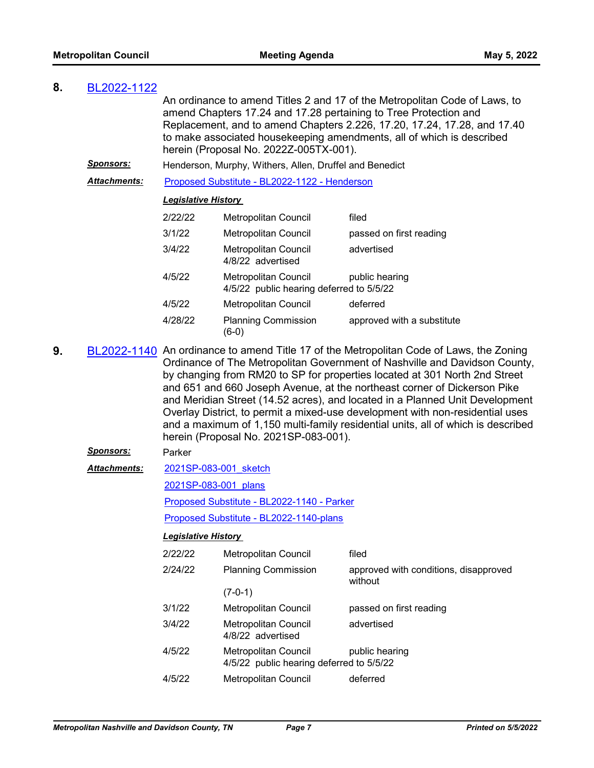**8.** BL2022-1122

An ordinance to amend Titles 2 and 17 of the Metropolitan Code of Laws, to amend Chapters 17.24 and 17.28 pertaining to Tree Protection and Replacement, and to amend Chapters 2.226, 17.20, 17.24, 17.28, and 17.40 to make associated housekeeping amendments, all of which is described herein (Proposal No. 2022Z-005TX-001).

***Sponsors:*** Henderson, Murphy, Withers, Allen, Druffel and Benedict

***Attachments:*** Proposed Substitute - BL2022-1122 - Henderson

***Legislative History***

| | | |
|---|---|---|
| 2/22/22 | Metropolitan Council | filed |
| 3/1/22 | Metropolitan Council | passed on first reading |
| 3/4/22 | Metropolitan Council<br>4/8/22 advertised | advertised |
| 4/5/22 | Metropolitan Council<br>4/5/22 public hearing deferred to 5/5/22 | public hearing |
| 4/5/22 | Metropolitan Council | deferred |
| 4/28/22 | Planning Commission<br>(6-0) | approved with a substitute |

**9.** BL2022-1140 An ordinance to amend Title 17 of the Metropolitan Code of Laws, the Zoning Ordinance of The Metropolitan Government of Nashville and Davidson County, by changing from RM20 to SP for properties located at 301 North 2nd Street and 651 and 660 Joseph Avenue, at the northeast corner of Dickerson Pike and Meridian Street (14.52 acres), and located in a Planned Unit Development Overlay District, to permit a mixed-use development with non-residential uses and a maximum of 1,150 multi-family residential units, all of which is described herein (Proposal No. 2021SP-083-001).

***Sponsors:*** Parker

***Attachments:*** 2021SP-083-001_sketch

2021SP-083-001_plans

Proposed Substitute - BL2022-1140 - Parker

Proposed Substitute - BL2022-1140-plans

***Legislative History***

| | | |
|---|---|---|
| 2/22/22 | Metropolitan Council | filed |
| 2/24/22 | Planning Commission<br>(7-0-1) | approved with conditions, disapproved without |
| 3/1/22 | Metropolitan Council | passed on first reading |
| 3/4/22 | Metropolitan Council<br>4/8/22 advertised | advertised |
| 4/5/22 | Metropolitan Council<br>4/5/22 public hearing deferred to 5/5/22 | public hearing |
| 4/5/22 | Metropolitan Council | deferred |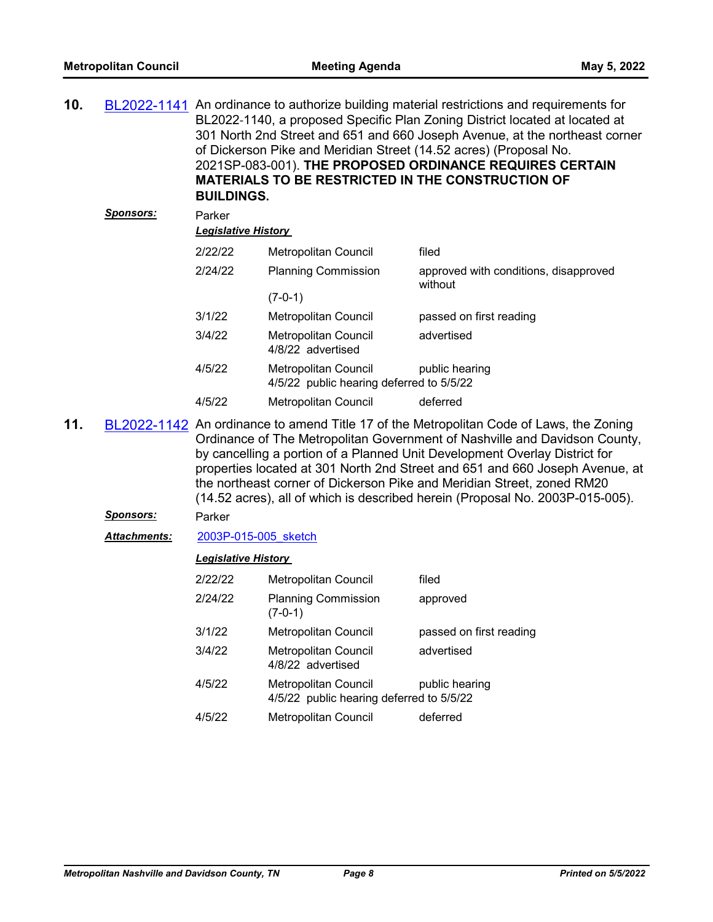**10.** BL2022-1141 An ordinance to authorize building material restrictions and requirements for BL2022-1140, a proposed Specific Plan Zoning District located at located at 301 North 2nd Street and 651 and 660 Joseph Avenue, at the northeast corner of Dickerson Pike and Meridian Street (14.52 acres) (Proposal No. 2021SP-083-001). **THE PROPOSED ORDINANCE REQUIRES CERTAIN MATERIALS TO BE RESTRICTED IN THE CONSTRUCTION OF BUILDINGS.**

***Sponsors:*** Parker

***Legislative History***

| | | |
|---|---|---|
| 2/22/22 | Metropolitan Council | filed |
| 2/24/22 | Planning Commission (7-0-1) | approved with conditions, disapproved without |
| 3/1/22 | Metropolitan Council | passed on first reading |
| 3/4/22 | Metropolitan Council<br>4/8/22 advertised | advertised |
| 4/5/22 | Metropolitan Council<br>4/5/22 public hearing deferred to 5/5/22 | public hearing |
| 4/5/22 | Metropolitan Council | deferred |

**11.** BL2022-1142 An ordinance to amend Title 17 of the Metropolitan Code of Laws, the Zoning Ordinance of The Metropolitan Government of Nashville and Davidson County, by cancelling a portion of a Planned Unit Development Overlay District for properties located at 301 North 2nd Street and 651 and 660 Joseph Avenue, at the northeast corner of Dickerson Pike and Meridian Street, zoned RM20 (14.52 acres), all of which is described herein (Proposal No. 2003P-015-005).

***Sponsors:*** Parker

***Attachments:*** 2003P-015-005_sketch

***Legislative History***

| | | |
|---|---|---|
| 2/22/22 | Metropolitan Council | filed |
| 2/24/22 | Planning Commission (7-0-1) | approved |
| 3/1/22 | Metropolitan Council | passed on first reading |
| 3/4/22 | Metropolitan Council<br>4/8/22 advertised | advertised |
| 4/5/22 | Metropolitan Council<br>4/5/22 public hearing deferred to 5/5/22 | public hearing |
| 4/5/22 | Metropolitan Council | deferred |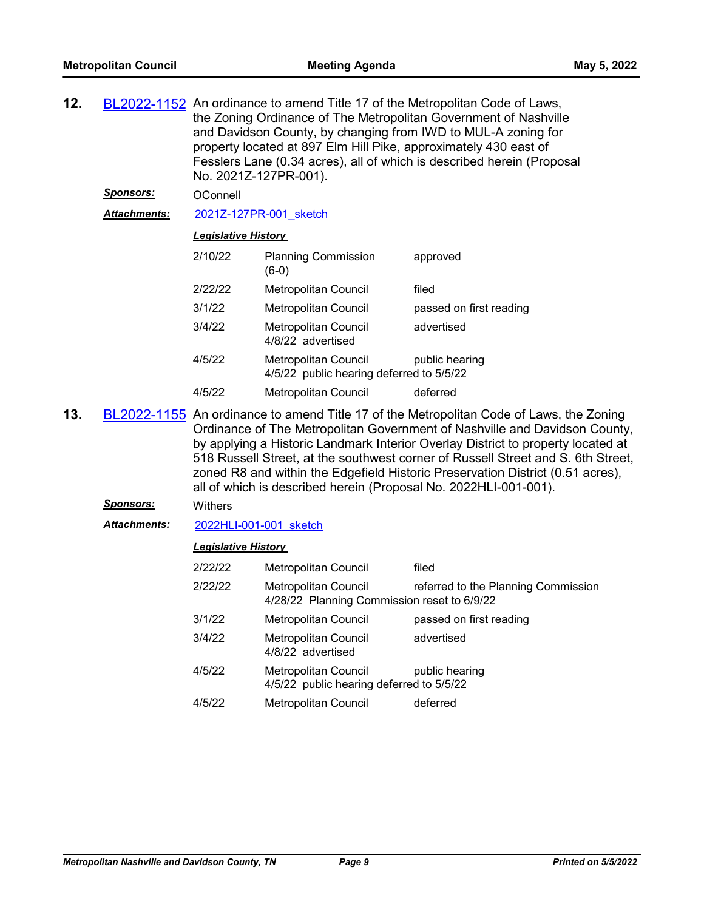**12.** BL2022-1152 An ordinance to amend Title 17 of the Metropolitan Code of Laws, the Zoning Ordinance of The Metropolitan Government of Nashville and Davidson County, by changing from IWD to MUL-A zoning for property located at 897 Elm Hill Pike, approximately 430 east of Fesslers Lane (0.34 acres), all of which is described herein (Proposal No. 2021Z-127PR-001).

***Sponsors:*** OConnell

***Attachments:*** 2021Z-127PR-001_sketch

***Legislative History***

| | | |
|---|---|---|
| 2/10/22 | Planning Commission (6-0) | approved |
| 2/22/22 | Metropolitan Council | filed |
| 3/1/22 | Metropolitan Council | passed on first reading |
| 3/4/22 | Metropolitan Council<br>4/8/22 advertised | advertised |
| 4/5/22 | Metropolitan Council<br>4/5/22 public hearing deferred to 5/5/22 | public hearing |
| 4/5/22 | Metropolitan Council | deferred |

**13.** BL2022-1155 An ordinance to amend Title 17 of the Metropolitan Code of Laws, the Zoning Ordinance of The Metropolitan Government of Nashville and Davidson County, by applying a Historic Landmark Interior Overlay District to property located at 518 Russell Street, at the southwest corner of Russell Street and S. 6th Street, zoned R8 and within the Edgefield Historic Preservation District (0.51 acres), all of which is described herein (Proposal No. 2022HLI-001-001).

***Sponsors:*** Withers

***Attachments:*** 2022HLI-001-001_sketch

***Legislative History***

| | | |
|---|---|---|
| 2/22/22 | Metropolitan Council | filed |
| 2/22/22 | Metropolitan Council<br>4/28/22 Planning Commission reset to 6/9/22 | referred to the Planning Commission |
| 3/1/22 | Metropolitan Council | passed on first reading |
| 3/4/22 | Metropolitan Council<br>4/8/22 advertised | advertised |
| 4/5/22 | Metropolitan Council<br>4/5/22 public hearing deferred to 5/5/22 | public hearing |
| 4/5/22 | Metropolitan Council | deferred |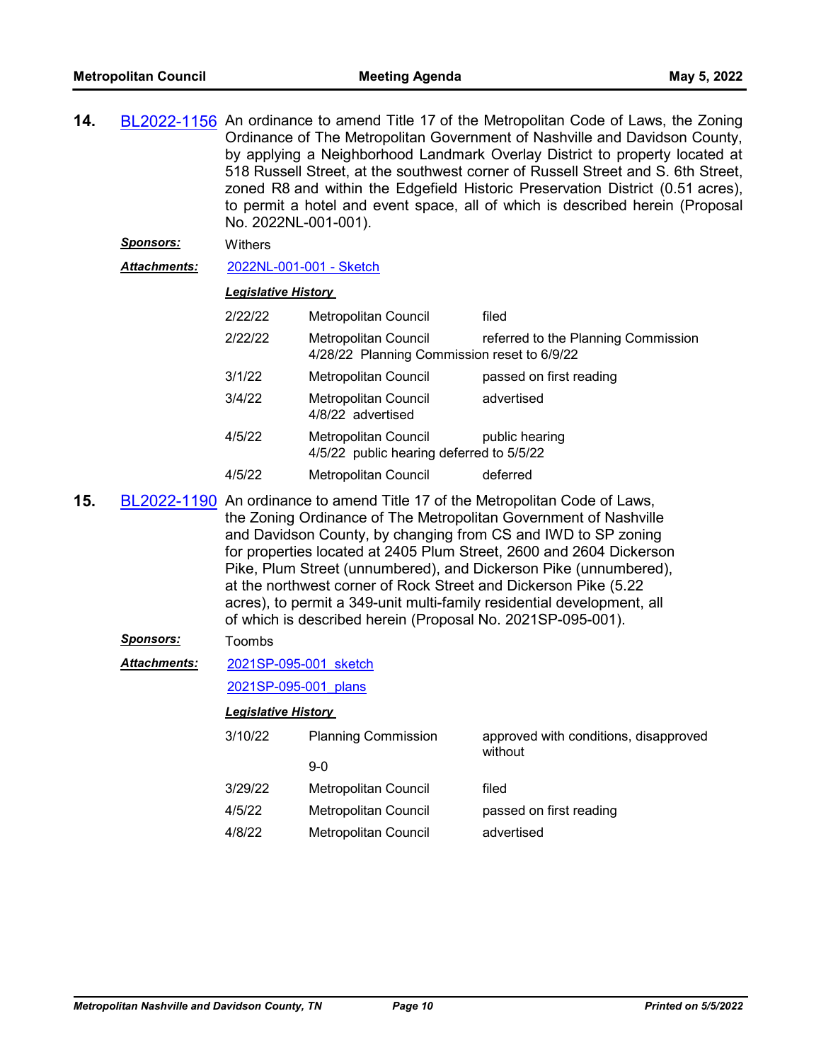**14.** BL2022-1156 An ordinance to amend Title 17 of the Metropolitan Code of Laws, the Zoning Ordinance of The Metropolitan Government of Nashville and Davidson County, by applying a Neighborhood Landmark Overlay District to property located at 518 Russell Street, at the southwest corner of Russell Street and S. 6th Street, zoned R8 and within the Edgefield Historic Preservation District (0.51 acres), to permit a hotel and event space, all of which is described herein (Proposal No. 2022NL-001-001).

***Sponsors:*** Withers

***Attachments:*** 2022NL-001-001 - Sketch

***Legislative History***

| | | |
|---|---|---|
| 2/22/22 | Metropolitan Council | filed |
| 2/22/22 | Metropolitan Council<br>4/28/22 Planning Commission reset to 6/9/22 | referred to the Planning Commission |
| 3/1/22 | Metropolitan Council | passed on first reading |
| 3/4/22 | Metropolitan Council<br>4/8/22 advertised | advertised |
| 4/5/22 | Metropolitan Council<br>4/5/22 public hearing deferred to 5/5/22 | public hearing |
| 4/5/22 | Metropolitan Council | deferred |

**15.** BL2022-1190 An ordinance to amend Title 17 of the Metropolitan Code of Laws, the Zoning Ordinance of The Metropolitan Government of Nashville and Davidson County, by changing from CS and IWD to SP zoning for properties located at 2405 Plum Street, 2600 and 2604 Dickerson Pike, Plum Street (unnumbered), and Dickerson Pike (unnumbered), at the northwest corner of Rock Street and Dickerson Pike (5.22 acres), to permit a 349-unit multi-family residential development, all of which is described herein (Proposal No. 2021SP-095-001).

***Sponsors:*** Toombs

***Attachments:*** 2021SP-095-001_sketch

2021SP-095-001_plans

***Legislative History***

| | | |
|---|---|---|
| 3/10/22 | Planning Commission<br>9-0 | approved with conditions, disapproved without |
| 3/29/22 | Metropolitan Council | filed |
| 4/5/22 | Metropolitan Council | passed on first reading |
| 4/8/22 | Metropolitan Council | advertised |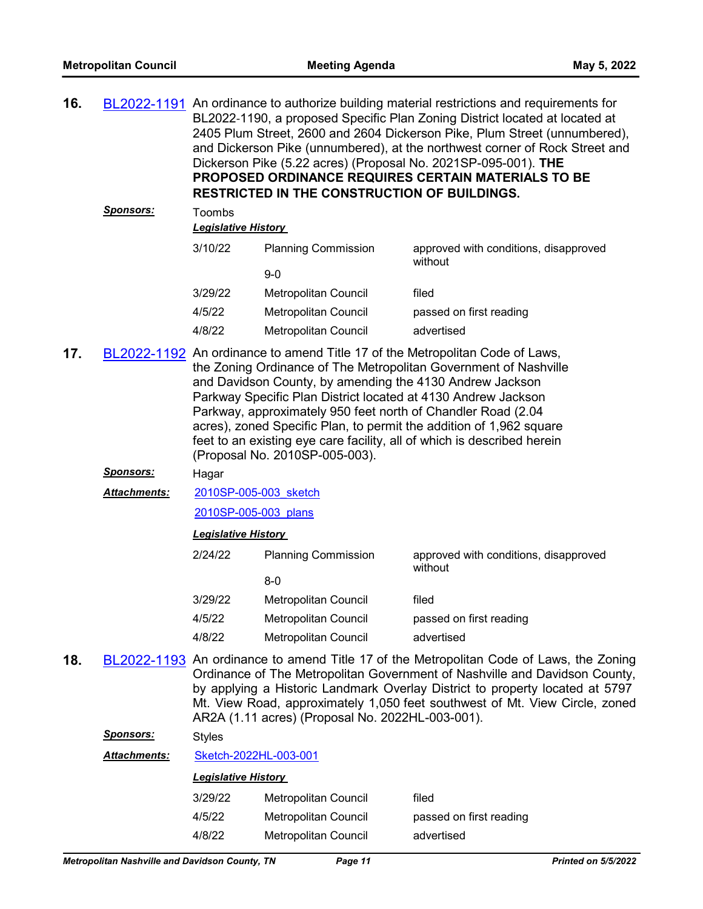**16.** BL2022-1191 An ordinance to authorize building material restrictions and requirements for BL2022-1190, a proposed Specific Plan Zoning District located at located at 2405 Plum Street, 2600 and 2604 Dickerson Pike, Plum Street (unnumbered), and Dickerson Pike (unnumbered), at the northwest corner of Rock Street and Dickerson Pike (5.22 acres) (Proposal No. 2021SP-095-001). **THE PROPOSED ORDINANCE REQUIRES CERTAIN MATERIALS TO BE RESTRICTED IN THE CONSTRUCTION OF BUILDINGS.**

***Sponsors:*** Toombs

***Legislative History***

| | | |
|---|---|---|
| 3/10/22 | Planning Commission<br>9-0 | approved with conditions, disapproved without |
| 3/29/22 | Metropolitan Council | filed |
| 4/5/22 | Metropolitan Council | passed on first reading |
| 4/8/22 | Metropolitan Council | advertised |

**17.** BL2022-1192 An ordinance to amend Title 17 of the Metropolitan Code of Laws, the Zoning Ordinance of The Metropolitan Government of Nashville and Davidson County, by amending the 4130 Andrew Jackson Parkway Specific Plan District located at 4130 Andrew Jackson Parkway, approximately 950 feet north of Chandler Road (2.04 acres), zoned Specific Plan, to permit the addition of 1,962 square feet to an existing eye care facility, all of which is described herein (Proposal No. 2010SP-005-003).

***Sponsors:*** Hagar

***Attachments:*** 2010SP-005-003_sketch
2010SP-005-003_plans

***Legislative History***

| | | |
|---|---|---|
| 2/24/22 | Planning Commission<br>8-0 | approved with conditions, disapproved without |
| 3/29/22 | Metropolitan Council | filed |
| 4/5/22 | Metropolitan Council | passed on first reading |
| 4/8/22 | Metropolitan Council | advertised |

**18.** BL2022-1193 An ordinance to amend Title 17 of the Metropolitan Code of Laws, the Zoning Ordinance of The Metropolitan Government of Nashville and Davidson County, by applying a Historic Landmark Overlay District to property located at 5797 Mt. View Road, approximately 1,050 feet southwest of Mt. View Circle, zoned AR2A (1.11 acres) (Proposal No. 2022HL-003-001).

***Sponsors:*** Styles

***Attachments:*** Sketch-2022HL-003-001

***Legislative History***

| | | |
|---|---|---|
| 3/29/22 | Metropolitan Council | filed |
| 4/5/22 | Metropolitan Council | passed on first reading |
| 4/8/22 | Metropolitan Council | advertised |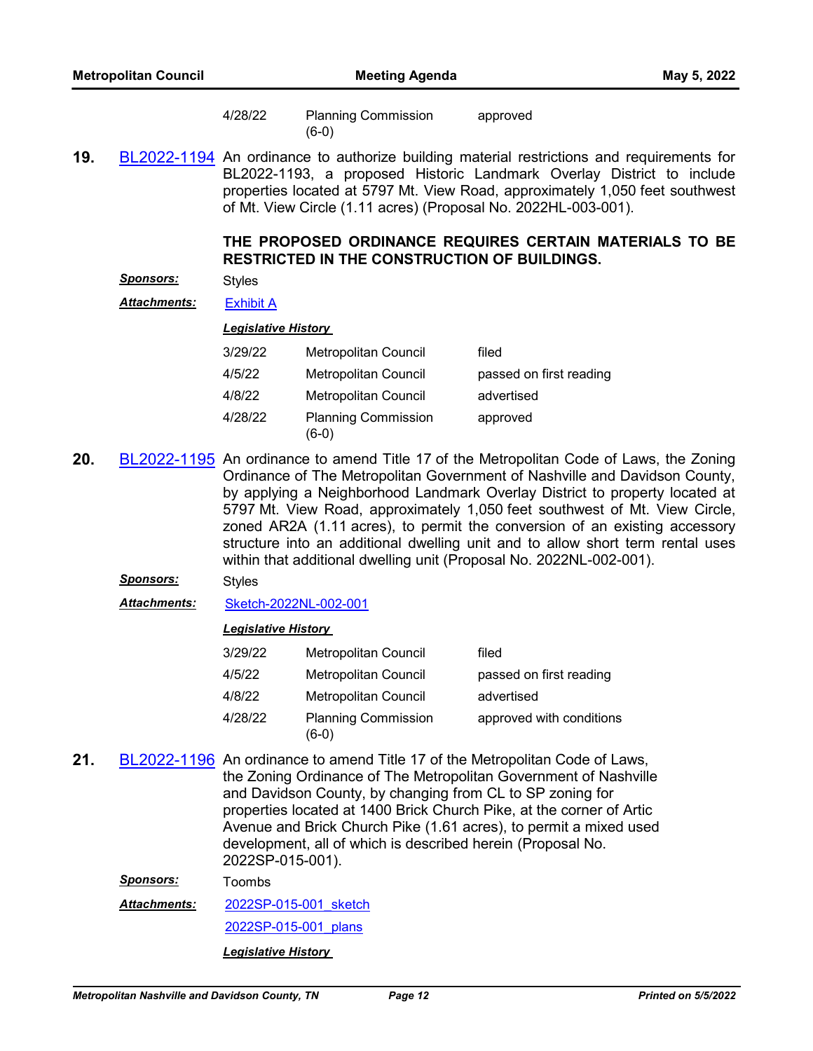| | | |
|---|---|---|
| 4/28/22 | Planning Commission (6-0) | approved |

**19.** BL2022-1194 An ordinance to authorize building material restrictions and requirements for BL2022-1193, a proposed Historic Landmark Overlay District to include properties located at 5797 Mt. View Road, approximately 1,050 feet southwest of Mt. View Circle (1.11 acres) (Proposal No. 2022HL-003-001).

**THE PROPOSED ORDINANCE REQUIRES CERTAIN MATERIALS TO BE RESTRICTED IN THE CONSTRUCTION OF BUILDINGS.**

***Sponsors:*** Styles

***Attachments:*** Exhibit A

***Legislative History***

| | | |
|---|---|---|
| 3/29/22 | Metropolitan Council | filed |
| 4/5/22 | Metropolitan Council | passed on first reading |
| 4/8/22 | Metropolitan Council | advertised |
| 4/28/22 | Planning Commission (6-0) | approved |

**20.** BL2022-1195 An ordinance to amend Title 17 of the Metropolitan Code of Laws, the Zoning Ordinance of The Metropolitan Government of Nashville and Davidson County, by applying a Neighborhood Landmark Overlay District to property located at 5797 Mt. View Road, approximately 1,050 feet southwest of Mt. View Circle, zoned AR2A (1.11 acres), to permit the conversion of an existing accessory structure into an additional dwelling unit and to allow short term rental uses within that additional dwelling unit (Proposal No. 2022NL-002-001).

***Sponsors:*** Styles

***Attachments:*** Sketch-2022NL-002-001

***Legislative History***

| | | |
|---|---|---|
| 3/29/22 | Metropolitan Council | filed |
| 4/5/22 | Metropolitan Council | passed on first reading |
| 4/8/22 | Metropolitan Council | advertised |
| 4/28/22 | Planning Commission (6-0) | approved with conditions |

**21.** BL2022-1196 An ordinance to amend Title 17 of the Metropolitan Code of Laws, the Zoning Ordinance of The Metropolitan Government of Nashville and Davidson County, by changing from CL to SP zoning for properties located at 1400 Brick Church Pike, at the corner of Artic Avenue and Brick Church Pike (1.61 acres), to permit a mixed used development, all of which is described herein (Proposal No. 2022SP-015-001).

***Sponsors:*** Toombs

***Attachments:*** 2022SP-015-001_sketch

2022SP-015-001_plans

***Legislative History***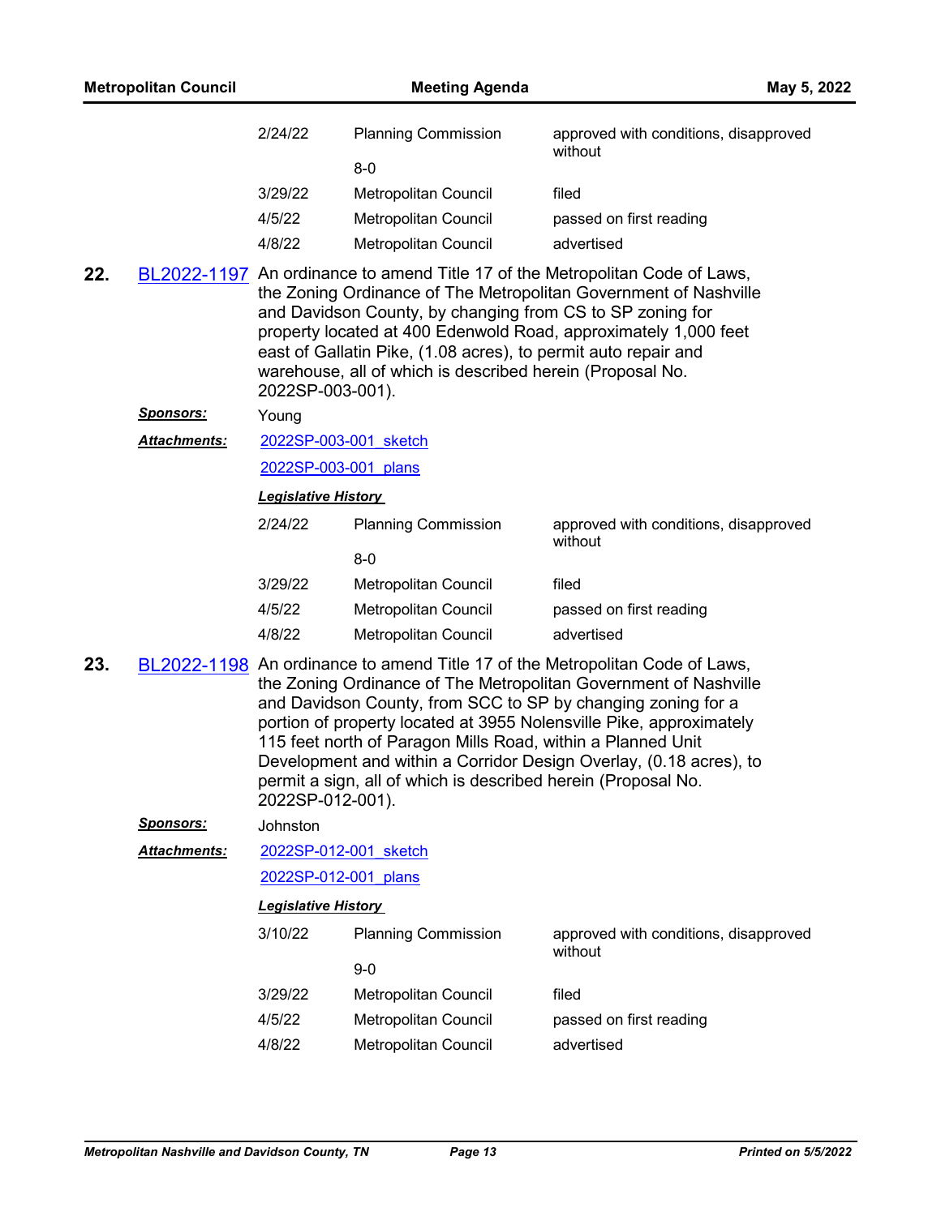| | | |
|---|---|---|
| 2/24/22 | Planning Commission<br>8-0 | approved with conditions, disapproved without |
| 3/29/22 | Metropolitan Council | filed |
| 4/5/22 | Metropolitan Council | passed on first reading |
| 4/8/22 | Metropolitan Council | advertised |

**22.** BL2022-1197 An ordinance to amend Title 17 of the Metropolitan Code of Laws, the Zoning Ordinance of The Metropolitan Government of Nashville and Davidson County, by changing from CS to SP zoning for property located at 400 Edenwold Road, approximately 1,000 feet east of Gallatin Pike, (1.08 acres), to permit auto repair and warehouse, all of which is described herein (Proposal No. 2022SP-003-001).

***Sponsors:*** Young

***Attachments:*** 2022SP-003-001_sketch
2022SP-003-001_plans

***Legislative History***

| | | |
|---|---|---|
| 2/24/22 | Planning Commission<br>8-0 | approved with conditions, disapproved without |
| 3/29/22 | Metropolitan Council | filed |
| 4/5/22 | Metropolitan Council | passed on first reading |
| 4/8/22 | Metropolitan Council | advertised |

**23.** BL2022-1198 An ordinance to amend Title 17 of the Metropolitan Code of Laws, the Zoning Ordinance of The Metropolitan Government of Nashville and Davidson County, from SCC to SP by changing zoning for a portion of property located at 3955 Nolensville Pike, approximately 115 feet north of Paragon Mills Road, within a Planned Unit Development and within a Corridor Design Overlay, (0.18 acres), to permit a sign, all of which is described herein (Proposal No. 2022SP-012-001).

***Sponsors:*** Johnston

***Attachments:*** 2022SP-012-001_sketch
2022SP-012-001_plans

***Legislative History***

| | | |
|---|---|---|
| 3/10/22 | Planning Commission<br>9-0 | approved with conditions, disapproved without |
| 3/29/22 | Metropolitan Council | filed |
| 4/5/22 | Metropolitan Council | passed on first reading |
| 4/8/22 | Metropolitan Council | advertised |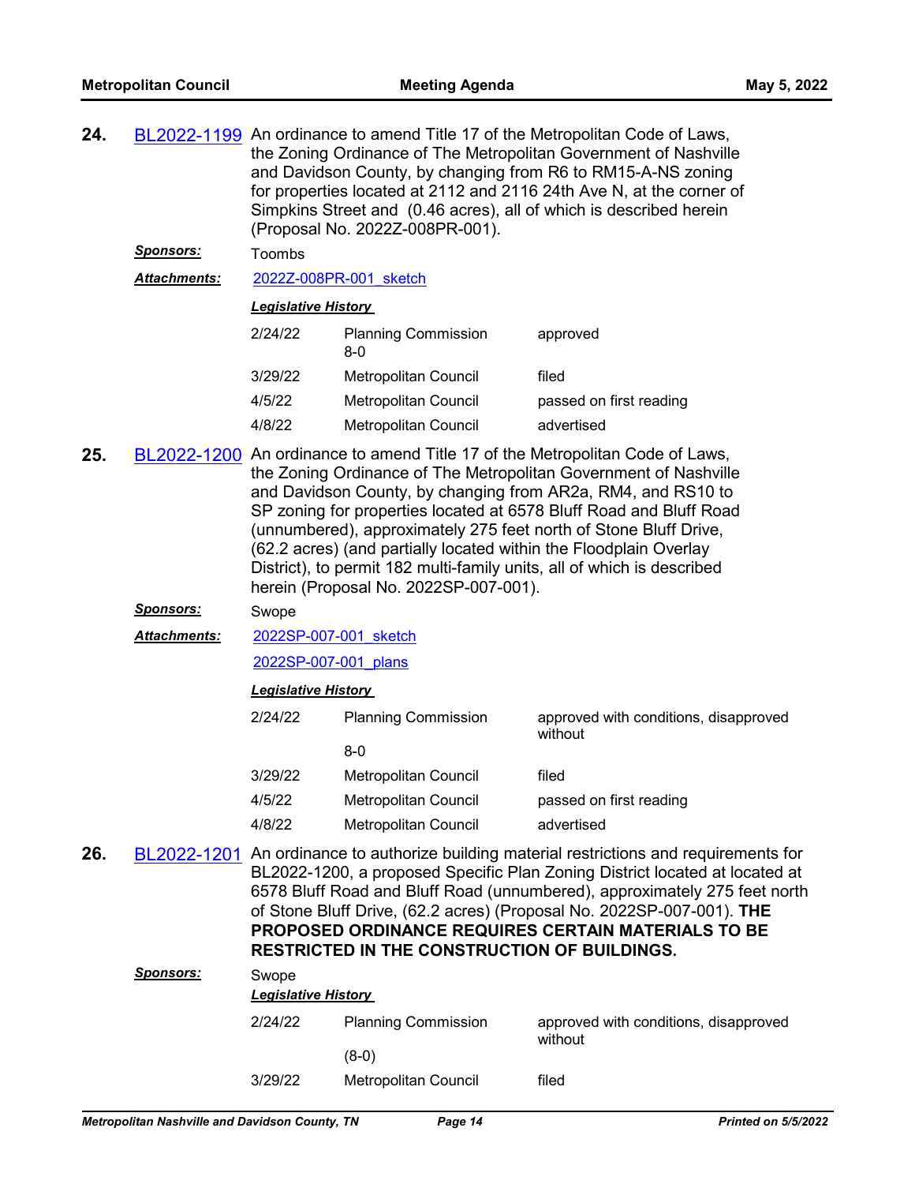**24.** BL2022-1199 An ordinance to amend Title 17 of the Metropolitan Code of Laws, the Zoning Ordinance of The Metropolitan Government of Nashville and Davidson County, by changing from R6 to RM15-A-NS zoning for properties located at 2112 and 2116 24th Ave N, at the corner of Simpkins Street and (0.46 acres), all of which is described herein (Proposal No. 2022Z-008PR-001).

***Sponsors:*** Toombs

***Attachments:*** 2022Z-008PR-001_sketch

***Legislative History***

| | | |
|---|---|---|
| 2/24/22 | Planning Commission 8-0 | approved |
| 3/29/22 | Metropolitan Council | filed |
| 4/5/22 | Metropolitan Council | passed on first reading |
| 4/8/22 | Metropolitan Council | advertised |

**25.** BL2022-1200 An ordinance to amend Title 17 of the Metropolitan Code of Laws, the Zoning Ordinance of The Metropolitan Government of Nashville and Davidson County, by changing from AR2a, RM4, and RS10 to SP zoning for properties located at 6578 Bluff Road and Bluff Road (unnumbered), approximately 275 feet north of Stone Bluff Drive, (62.2 acres) (and partially located within the Floodplain Overlay District), to permit 182 multi-family units, all of which is described herein (Proposal No. 2022SP-007-001).

***Sponsors:*** Swope

***Attachments:*** 2022SP-007-001_sketch

2022SP-007-001_plans

***Legislative History***

| | | |
|---|---|---|
| 2/24/22 | Planning Commission 8-0 | approved with conditions, disapproved without |
| 3/29/22 | Metropolitan Council | filed |
| 4/5/22 | Metropolitan Council | passed on first reading |
| 4/8/22 | Metropolitan Council | advertised |

**26.** BL2022-1201 An ordinance to authorize building material restrictions and requirements for BL2022-1200, a proposed Specific Plan Zoning District located at located at 6578 Bluff Road and Bluff Road (unnumbered), approximately 275 feet north of Stone Bluff Drive, (62.2 acres) (Proposal No. 2022SP-007-001). **THE PROPOSED ORDINANCE REQUIRES CERTAIN MATERIALS TO BE RESTRICTED IN THE CONSTRUCTION OF BUILDINGS.**

***Sponsors:*** Swope

***Legislative History***

| | | |
|---|---|---|
| 2/24/22 | Planning Commission (8-0) | approved with conditions, disapproved without |
| 3/29/22 | Metropolitan Council | filed |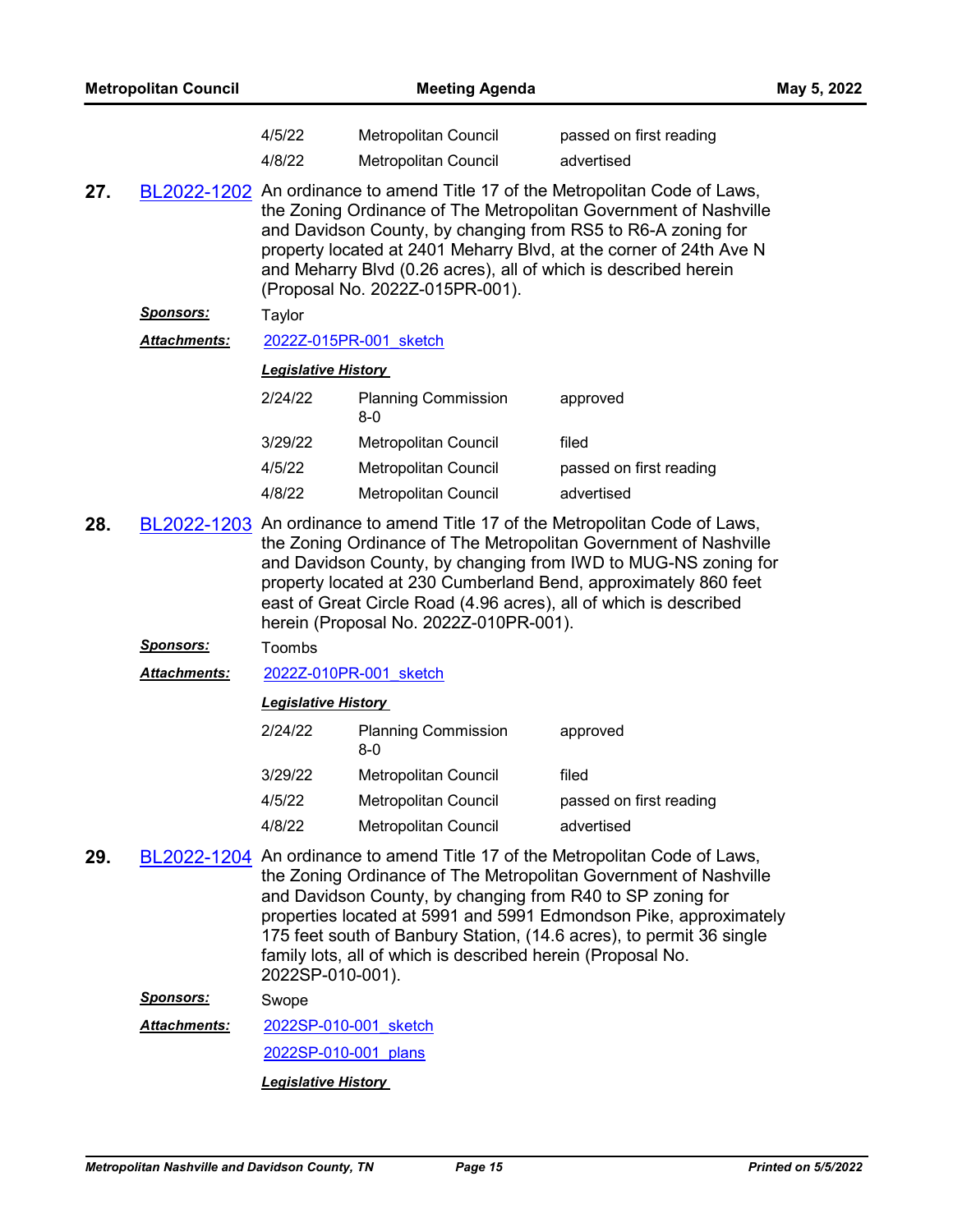| | | |
|---|---|---|
| 4/5/22 | Metropolitan Council | passed on first reading |
| 4/8/22 | Metropolitan Council | advertised |

**27.** BL2022-1202 An ordinance to amend Title 17 of the Metropolitan Code of Laws, the Zoning Ordinance of The Metropolitan Government of Nashville and Davidson County, by changing from RS5 to R6-A zoning for property located at 2401 Meharry Blvd, at the corner of 24th Ave N and Meharry Blvd (0.26 acres), all of which is described herein (Proposal No. 2022Z-015PR-001).

***Sponsors:*** Taylor

***Attachments:*** 2022Z-015PR-001_sketch

***Legislative History***

| | | |
|---|---|---|
| 2/24/22 | Planning Commission 8-0 | approved |
| 3/29/22 | Metropolitan Council | filed |
| 4/5/22 | Metropolitan Council | passed on first reading |
| 4/8/22 | Metropolitan Council | advertised |

**28.** BL2022-1203 An ordinance to amend Title 17 of the Metropolitan Code of Laws, the Zoning Ordinance of The Metropolitan Government of Nashville and Davidson County, by changing from IWD to MUG-NS zoning for property located at 230 Cumberland Bend, approximately 860 feet east of Great Circle Road (4.96 acres), all of which is described herein (Proposal No. 2022Z-010PR-001).

***Sponsors:*** Toombs

***Attachments:*** 2022Z-010PR-001_sketch

***Legislative History***

| | | |
|---|---|---|
| 2/24/22 | Planning Commission 8-0 | approved |
| 3/29/22 | Metropolitan Council | filed |
| 4/5/22 | Metropolitan Council | passed on first reading |
| 4/8/22 | Metropolitan Council | advertised |

**29.** BL2022-1204 An ordinance to amend Title 17 of the Metropolitan Code of Laws, the Zoning Ordinance of The Metropolitan Government of Nashville and Davidson County, by changing from R40 to SP zoning for properties located at 5991 and 5991 Edmondson Pike, approximately 175 feet south of Banbury Station, (14.6 acres), to permit 36 single family lots, all of which is described herein (Proposal No. 2022SP-010-001).

***Sponsors:*** Swope

***Attachments:*** 2022SP-010-001_sketch

2022SP-010-001_plans

***Legislative History***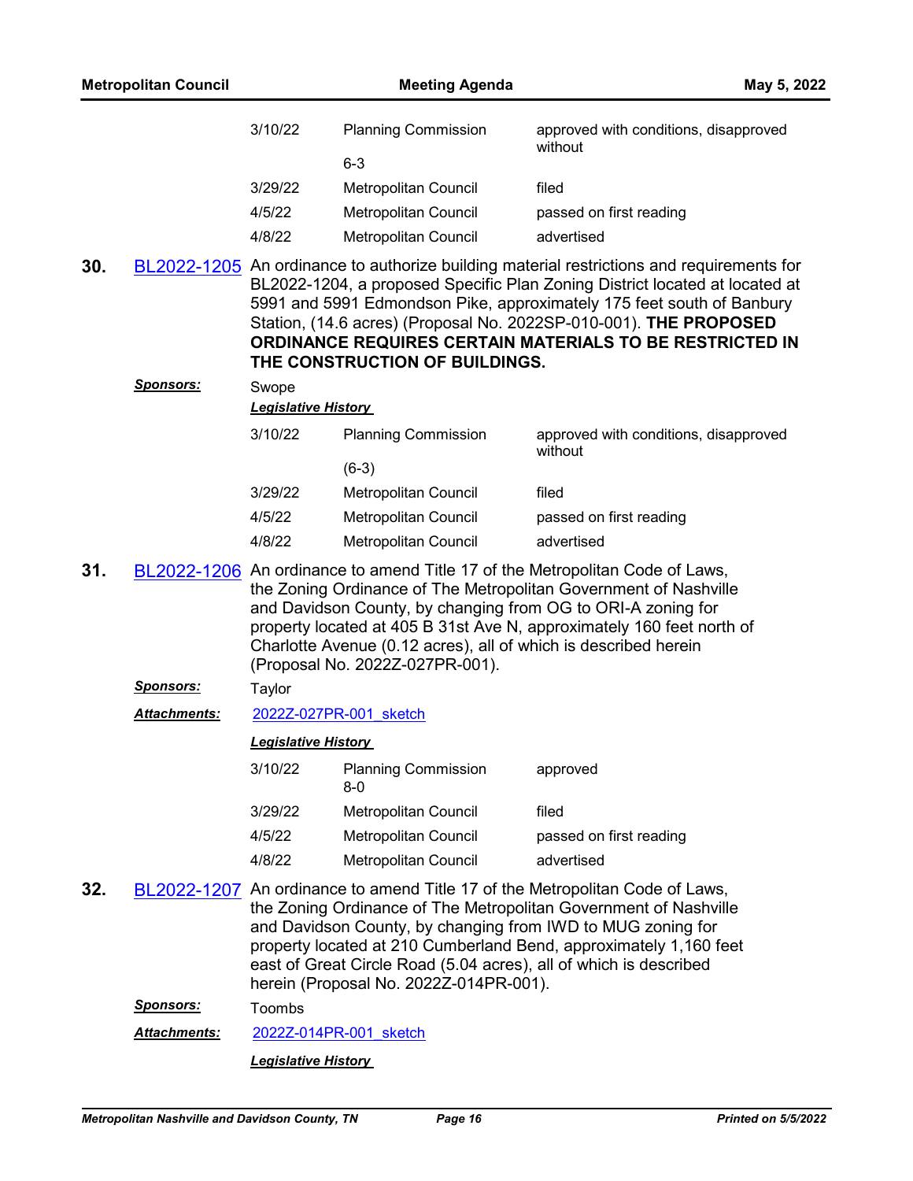| | | |
|---|---|---|
| 3/10/22 | Planning Commission<br>6-3 | approved with conditions, disapproved without |
| 3/29/22 | Metropolitan Council | filed |
| 4/5/22 | Metropolitan Council | passed on first reading |
| 4/8/22 | Metropolitan Council | advertised |

**30.** BL2022-1205 An ordinance to authorize building material restrictions and requirements for BL2022-1204, a proposed Specific Plan Zoning District located at located at 5991 and 5991 Edmondson Pike, approximately 175 feet south of Banbury Station, (14.6 acres) (Proposal No. 2022SP-010-001). **THE PROPOSED ORDINANCE REQUIRES CERTAIN MATERIALS TO BE RESTRICTED IN THE CONSTRUCTION OF BUILDINGS.**

***Sponsors:*** Swope

***Legislative History***

| | | |
|---|---|---|
| 3/10/22 | Planning Commission<br>(6-3) | approved with conditions, disapproved without |
| 3/29/22 | Metropolitan Council | filed |
| 4/5/22 | Metropolitan Council | passed on first reading |
| 4/8/22 | Metropolitan Council | advertised |

**31.** BL2022-1206 An ordinance to amend Title 17 of the Metropolitan Code of Laws, the Zoning Ordinance of The Metropolitan Government of Nashville and Davidson County, by changing from OG to ORI-A zoning for property located at 405 B 31st Ave N, approximately 160 feet north of Charlotte Avenue (0.12 acres), all of which is described herein (Proposal No. 2022Z-027PR-001).

***Sponsors:*** Taylor

***Attachments:*** 2022Z-027PR-001_sketch

***Legislative History***

| | | |
|---|---|---|
| 3/10/22 | Planning Commission<br>8-0 | approved |
| 3/29/22 | Metropolitan Council | filed |
| 4/5/22 | Metropolitan Council | passed on first reading |
| 4/8/22 | Metropolitan Council | advertised |

**32.** BL2022-1207 An ordinance to amend Title 17 of the Metropolitan Code of Laws, the Zoning Ordinance of The Metropolitan Government of Nashville and Davidson County, by changing from IWD to MUG zoning for property located at 210 Cumberland Bend, approximately 1,160 feet east of Great Circle Road (5.04 acres), all of which is described herein (Proposal No. 2022Z-014PR-001).

***Sponsors:*** Toombs

***Attachments:*** 2022Z-014PR-001_sketch

***Legislative History***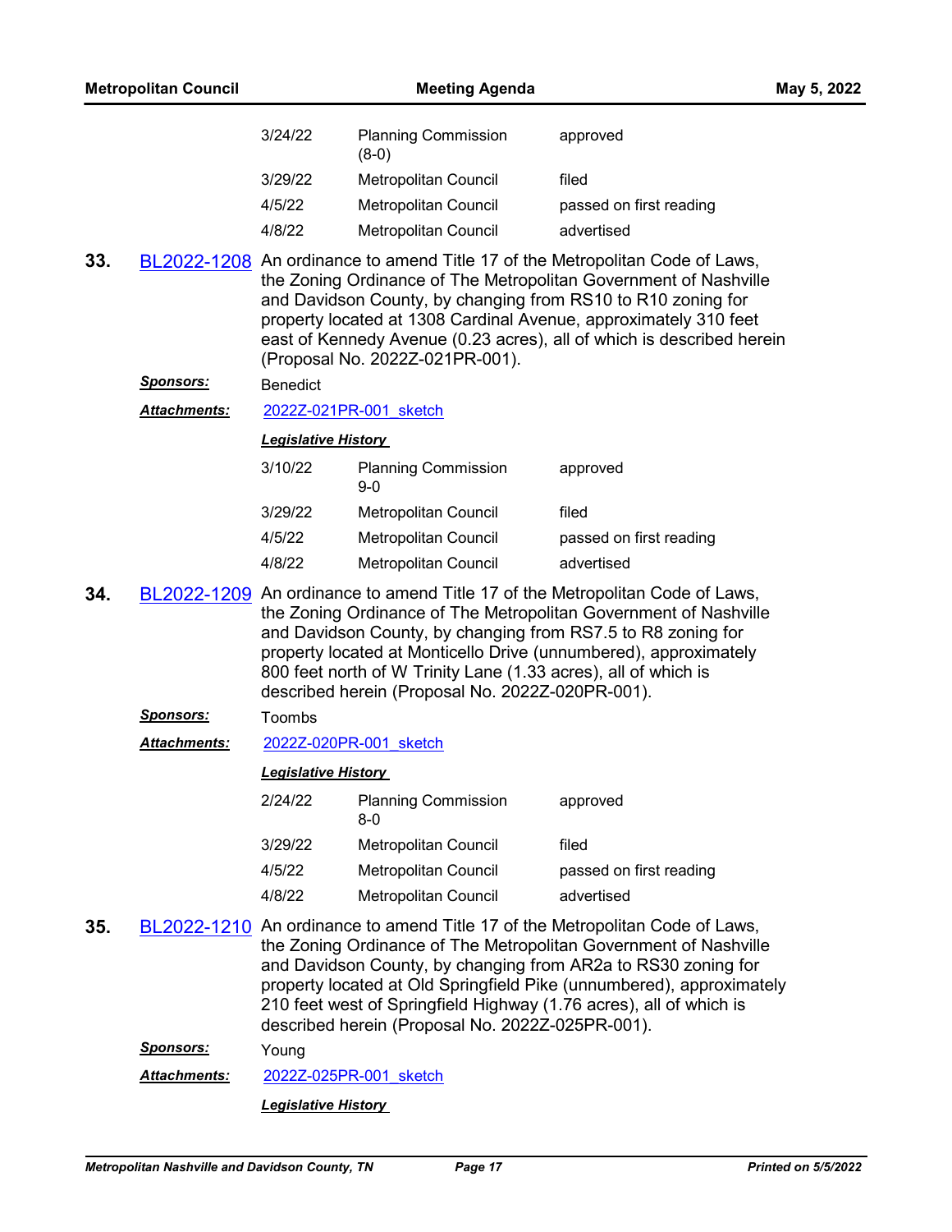| | | |
|---|---|---|
| 3/24/22 | Planning Commission (8-0) | approved |
| 3/29/22 | Metropolitan Council | filed |
| 4/5/22 | Metropolitan Council | passed on first reading |
| 4/8/22 | Metropolitan Council | advertised |

**33.** BL2022-1208 An ordinance to amend Title 17 of the Metropolitan Code of Laws, the Zoning Ordinance of The Metropolitan Government of Nashville and Davidson County, by changing from RS10 to R10 zoning for property located at 1308 Cardinal Avenue, approximately 310 feet east of Kennedy Avenue (0.23 acres), all of which is described herein (Proposal No. 2022Z-021PR-001).

***Sponsors:*** Benedict

***Attachments:*** 2022Z-021PR-001_sketch

***Legislative History***

| | | |
|---|---|---|
| 3/10/22 | Planning Commission 9-0 | approved |
| 3/29/22 | Metropolitan Council | filed |
| 4/5/22 | Metropolitan Council | passed on first reading |
| 4/8/22 | Metropolitan Council | advertised |

**34.** BL2022-1209 An ordinance to amend Title 17 of the Metropolitan Code of Laws, the Zoning Ordinance of The Metropolitan Government of Nashville and Davidson County, by changing from RS7.5 to R8 zoning for property located at Monticello Drive (unnumbered), approximately 800 feet north of W Trinity Lane (1.33 acres), all of which is described herein (Proposal No. 2022Z-020PR-001).

***Sponsors:*** Toombs

***Attachments:*** 2022Z-020PR-001_sketch

***Legislative History***

| | | |
|---|---|---|
| 2/24/22 | Planning Commission 8-0 | approved |
| 3/29/22 | Metropolitan Council | filed |
| 4/5/22 | Metropolitan Council | passed on first reading |
| 4/8/22 | Metropolitan Council | advertised |

**35.** BL2022-1210 An ordinance to amend Title 17 of the Metropolitan Code of Laws, the Zoning Ordinance of The Metropolitan Government of Nashville and Davidson County, by changing from AR2a to RS30 zoning for property located at Old Springfield Pike (unnumbered), approximately 210 feet west of Springfield Highway (1.76 acres), all of which is described herein (Proposal No. 2022Z-025PR-001).

***Sponsors:*** Young

***Attachments:*** 2022Z-025PR-001_sketch

***Legislative History***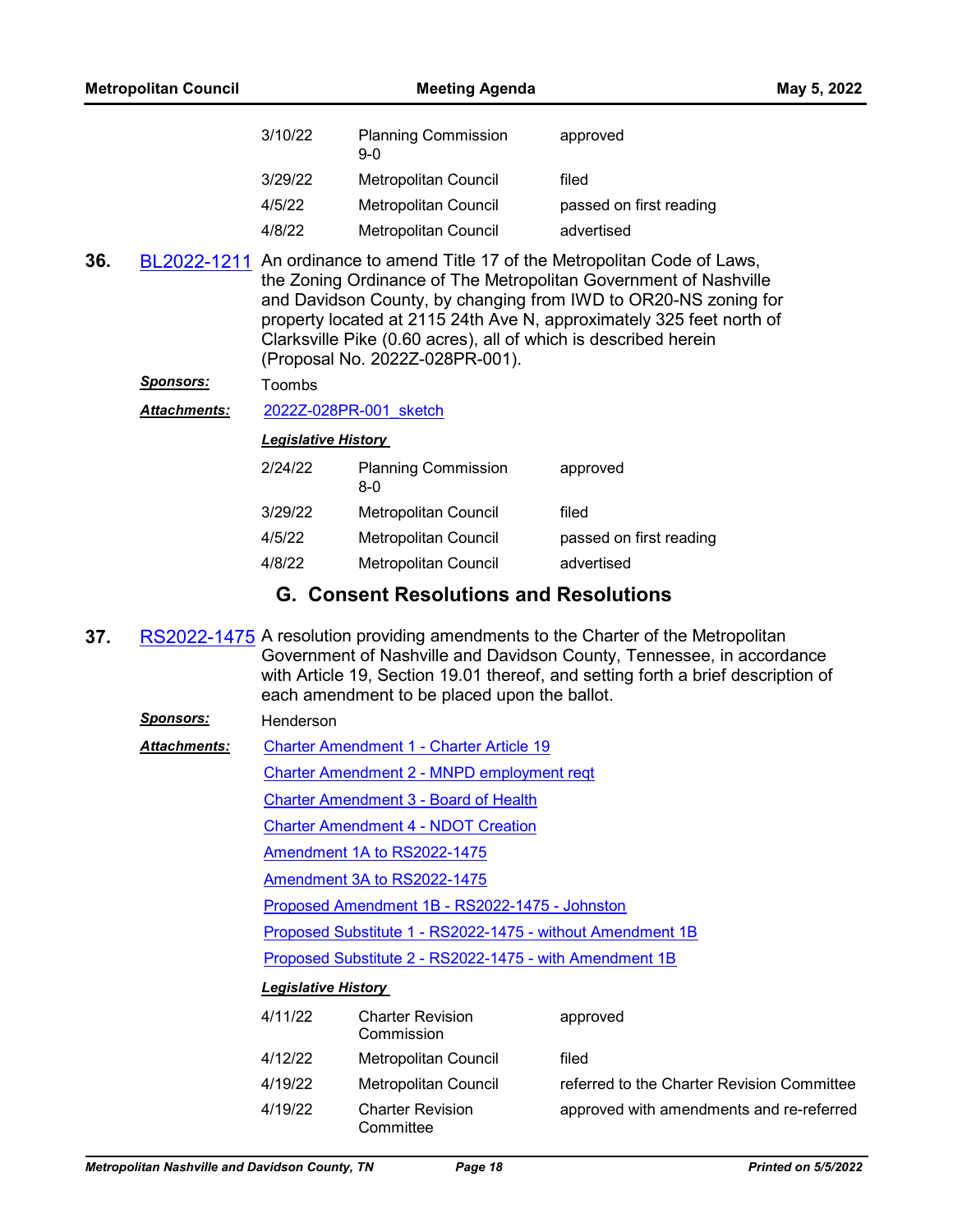| | | |
|---|---|---|
| 3/10/22 | Planning Commission 9-0 | approved |
| 3/29/22 | Metropolitan Council | filed |
| 4/5/22 | Metropolitan Council | passed on first reading |
| 4/8/22 | Metropolitan Council | advertised |

**36.** BL2022-1211 An ordinance to amend Title 17 of the Metropolitan Code of Laws, the Zoning Ordinance of The Metropolitan Government of Nashville and Davidson County, by changing from IWD to OR20-NS zoning for property located at 2115 24th Ave N, approximately 325 feet north of Clarksville Pike (0.60 acres), all of which is described herein (Proposal No. 2022Z-028PR-001).

***Sponsors:*** Toombs

***Attachments:*** 2022Z-028PR-001_sketch

***Legislative History***

| | | |
|---|---|---|
| 2/24/22 | Planning Commission 8-0 | approved |
| 3/29/22 | Metropolitan Council | filed |
| 4/5/22 | Metropolitan Council | passed on first reading |
| 4/8/22 | Metropolitan Council | advertised |

## G. Consent Resolutions and Resolutions

**37.** RS2022-1475 A resolution providing amendments to the Charter of the Metropolitan Government of Nashville and Davidson County, Tennessee, in accordance with Article 19, Section 19.01 thereof, and setting forth a brief description of each amendment to be placed upon the ballot.

***Sponsors:*** Henderson

***Attachments:***
Charter Amendment 1 - Charter Article 19
Charter Amendment 2 - MNPD employment reqt
Charter Amendment 3 - Board of Health
Charter Amendment 4 - NDOT Creation
Amendment 1A to RS2022-1475
Amendment 3A to RS2022-1475
Proposed Amendment 1B - RS2022-1475 - Johnston
Proposed Substitute 1 - RS2022-1475 - without Amendment 1B
Proposed Substitute 2 - RS2022-1475 - with Amendment 1B

***Legislative History***

| | | |
|---|---|---|
| 4/11/22 | Charter Revision Commission | approved |
| 4/12/22 | Metropolitan Council | filed |
| 4/19/22 | Metropolitan Council | referred to the Charter Revision Committee |
| 4/19/22 | Charter Revision Committee | approved with amendments and re-referred |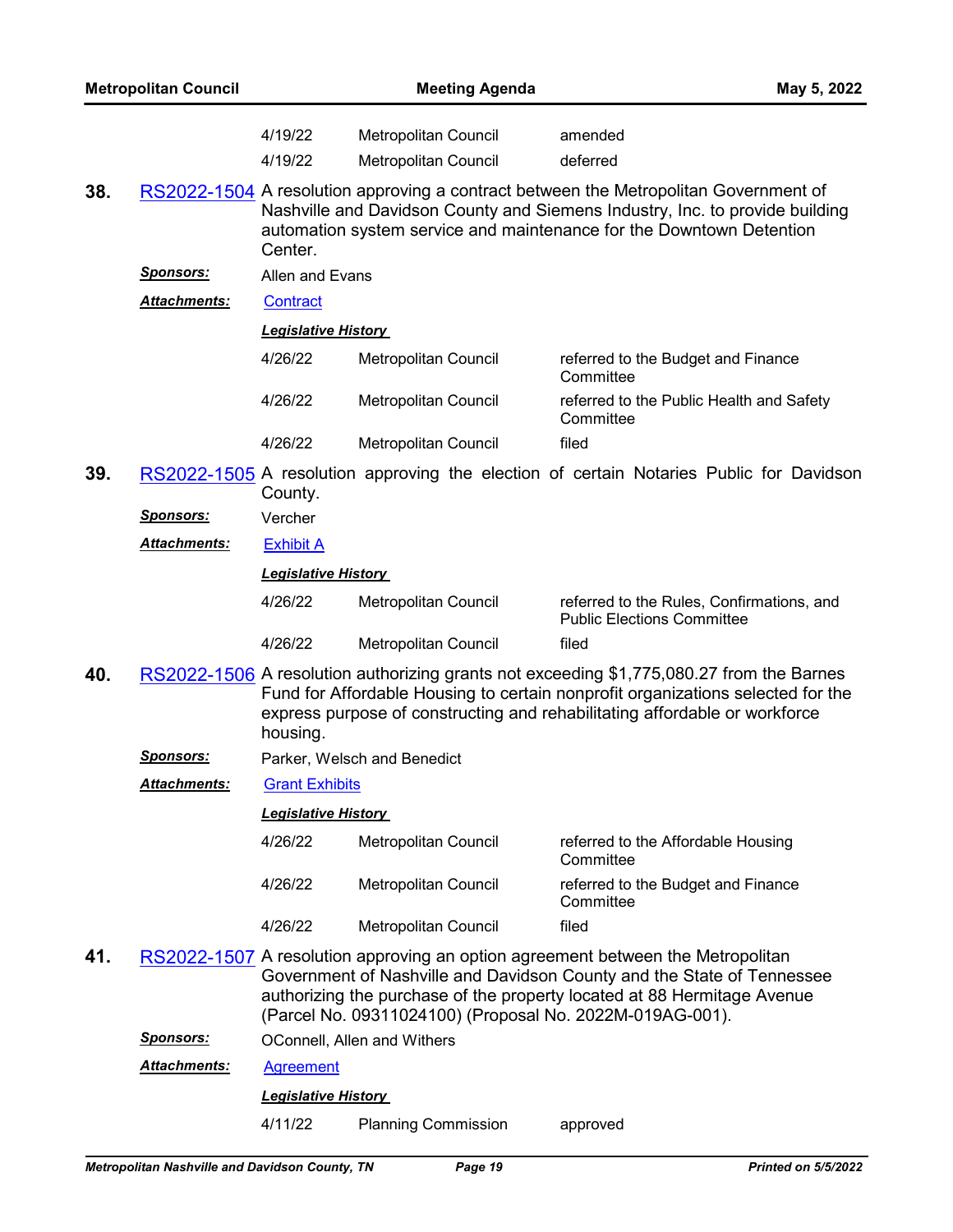| | | |
|---|---|---|
| 4/19/22 | Metropolitan Council | amended |
| 4/19/22 | Metropolitan Council | deferred |

**38.** RS2022-1504 A resolution approving a contract between the Metropolitan Government of Nashville and Davidson County and Siemens Industry, Inc. to provide building automation system service and maintenance for the Downtown Detention Center.

***Sponsors:*** Allen and Evans

***Attachments:*** Contract

***Legislative History***

| | | |
|---|---|---|
| 4/26/22 | Metropolitan Council | referred to the Budget and Finance Committee |
| 4/26/22 | Metropolitan Council | referred to the Public Health and Safety Committee |
| 4/26/22 | Metropolitan Council | filed |

**39.** RS2022-1505 A resolution approving the election of certain Notaries Public for Davidson County.

***Sponsors:*** Vercher

***Attachments:*** Exhibit A

***Legislative History***

| | | |
|---|---|---|
| 4/26/22 | Metropolitan Council | referred to the Rules, Confirmations, and Public Elections Committee |
| 4/26/22 | Metropolitan Council | filed |

**40.** RS2022-1506 A resolution authorizing grants not exceeding $1,775,080.27 from the Barnes Fund for Affordable Housing to certain nonprofit organizations selected for the express purpose of constructing and rehabilitating affordable or workforce housing.

***Sponsors:*** Parker, Welsch and Benedict

***Attachments:*** Grant Exhibits

***Legislative History***

| | | |
|---|---|---|
| 4/26/22 | Metropolitan Council | referred to the Affordable Housing Committee |
| 4/26/22 | Metropolitan Council | referred to the Budget and Finance Committee |
| 4/26/22 | Metropolitan Council | filed |

**41.** RS2022-1507 A resolution approving an option agreement between the Metropolitan Government of Nashville and Davidson County and the State of Tennessee authorizing the purchase of the property located at 88 Hermitage Avenue (Parcel No. 09311024100) (Proposal No. 2022M-019AG-001).

***Sponsors:*** OConnell, Allen and Withers

***Attachments:*** Agreement

***Legislative History***

| | | |
|---|---|---|
| 4/11/22 | Planning Commission | approved |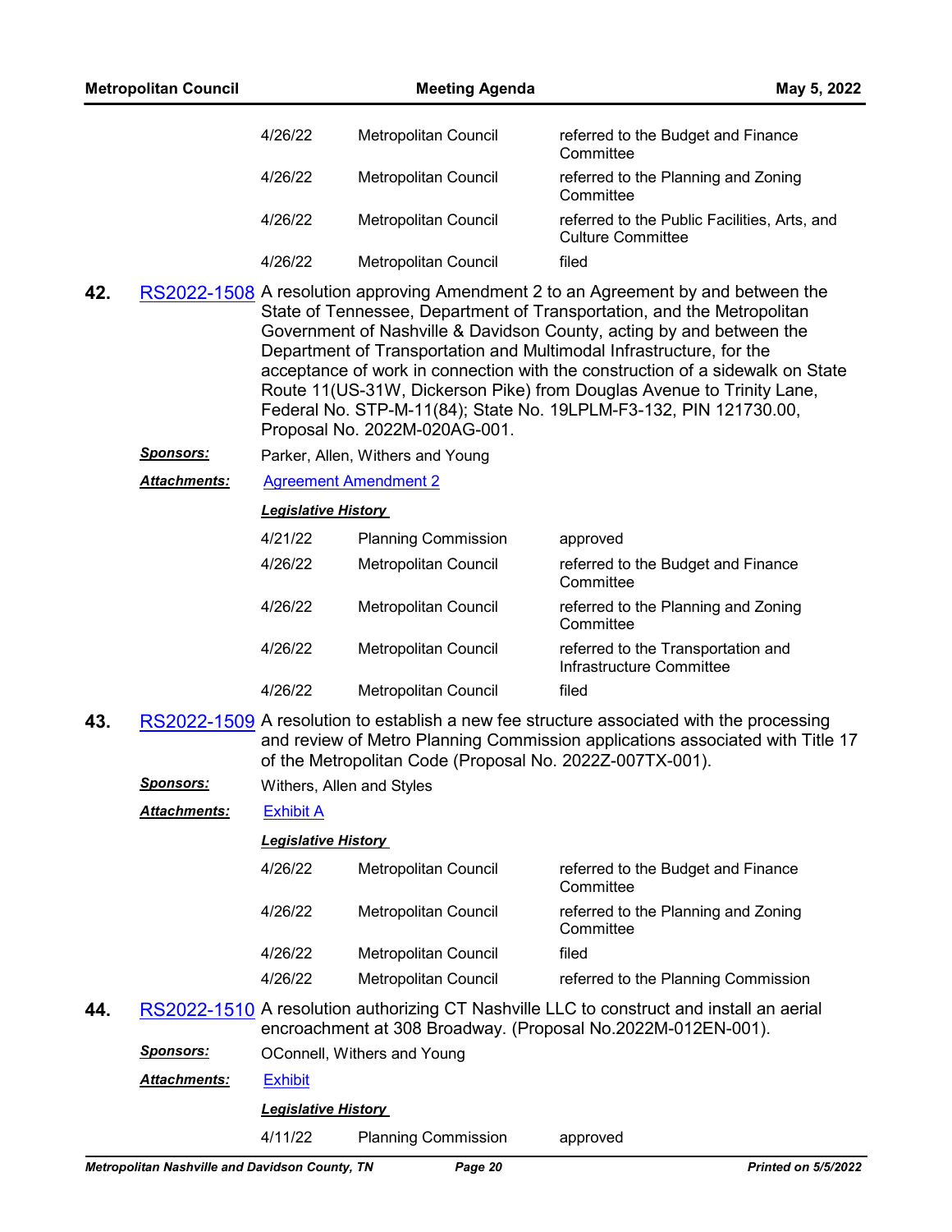| | | |
|---|---|---|
| 4/26/22 | Metropolitan Council | referred to the Budget and Finance Committee |
| 4/26/22 | Metropolitan Council | referred to the Planning and Zoning Committee |
| 4/26/22 | Metropolitan Council | referred to the Public Facilities, Arts, and Culture Committee |
| 4/26/22 | Metropolitan Council | filed |

**42.** RS2022-1508 A resolution approving Amendment 2 to an Agreement by and between the State of Tennessee, Department of Transportation, and the Metropolitan Government of Nashville & Davidson County, acting by and between the Department of Transportation and Multimodal Infrastructure, for the acceptance of work in connection with the construction of a sidewalk on State Route 11(US-31W, Dickerson Pike) from Douglas Avenue to Trinity Lane, Federal No. STP-M-11(84); State No. 19LPLM-F3-132, PIN 121730.00, Proposal No. 2022M-020AG-001.

***Sponsors:*** Parker, Allen, Withers and Young

***Attachments:*** Agreement Amendment 2

***Legislative History***

| | | |
|---|---|---|
| 4/21/22 | Planning Commission | approved |
| 4/26/22 | Metropolitan Council | referred to the Budget and Finance Committee |
| 4/26/22 | Metropolitan Council | referred to the Planning and Zoning Committee |
| 4/26/22 | Metropolitan Council | referred to the Transportation and Infrastructure Committee |
| 4/26/22 | Metropolitan Council | filed |

**43.** RS2022-1509 A resolution to establish a new fee structure associated with the processing and review of Metro Planning Commission applications associated with Title 17 of the Metropolitan Code (Proposal No. 2022Z-007TX-001).

***Sponsors:*** Withers, Allen and Styles

***Attachments:*** Exhibit A

***Legislative History***

| | | |
|---|---|---|
| 4/26/22 | Metropolitan Council | referred to the Budget and Finance Committee |
| 4/26/22 | Metropolitan Council | referred to the Planning and Zoning Committee |
| 4/26/22 | Metropolitan Council | filed |
| 4/26/22 | Metropolitan Council | referred to the Planning Commission |

**44.** RS2022-1510 A resolution authorizing CT Nashville LLC to construct and install an aerial encroachment at 308 Broadway. (Proposal No.2022M-012EN-001).

***Sponsors:*** OConnell, Withers and Young

***Attachments:*** Exhibit

***Legislative History***

| | | |
|---|---|---|
| 4/11/22 | Planning Commission | approved |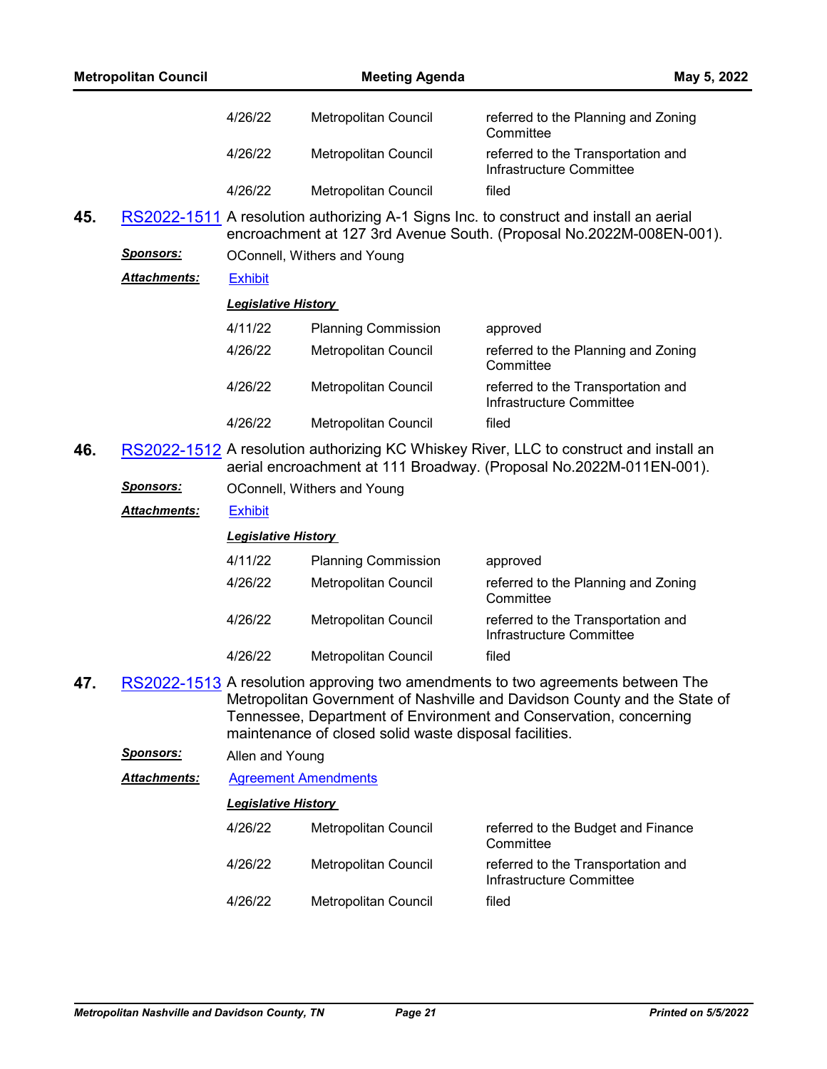| | | |
|---|---|---|
| 4/26/22 | Metropolitan Council | referred to the Planning and Zoning Committee |
| 4/26/22 | Metropolitan Council | referred to the Transportation and Infrastructure Committee |
| 4/26/22 | Metropolitan Council | filed |

**45.** RS2022-1511 A resolution authorizing A-1 Signs Inc. to construct and install an aerial encroachment at 127 3rd Avenue South. (Proposal No.2022M-008EN-001).

***Sponsors:*** OConnell, Withers and Young

***Attachments:*** Exhibit

***Legislative History***

| | | |
|---|---|---|
| 4/11/22 | Planning Commission | approved |
| 4/26/22 | Metropolitan Council | referred to the Planning and Zoning Committee |
| 4/26/22 | Metropolitan Council | referred to the Transportation and Infrastructure Committee |
| 4/26/22 | Metropolitan Council | filed |

**46.** RS2022-1512 A resolution authorizing KC Whiskey River, LLC to construct and install an aerial encroachment at 111 Broadway. (Proposal No.2022M-011EN-001).

***Sponsors:*** OConnell, Withers and Young

***Attachments:*** Exhibit

***Legislative History***

| | | |
|---|---|---|
| 4/11/22 | Planning Commission | approved |
| 4/26/22 | Metropolitan Council | referred to the Planning and Zoning Committee |
| 4/26/22 | Metropolitan Council | referred to the Transportation and Infrastructure Committee |
| 4/26/22 | Metropolitan Council | filed |

**47.** RS2022-1513 A resolution approving two amendments to two agreements between The Metropolitan Government of Nashville and Davidson County and the State of Tennessee, Department of Environment and Conservation, concerning maintenance of closed solid waste disposal facilities.

***Sponsors:*** Allen and Young

***Attachments:*** Agreement Amendments

***Legislative History***

| | | |
|---|---|---|
| 4/26/22 | Metropolitan Council | referred to the Budget and Finance Committee |
| 4/26/22 | Metropolitan Council | referred to the Transportation and Infrastructure Committee |
| 4/26/22 | Metropolitan Council | filed |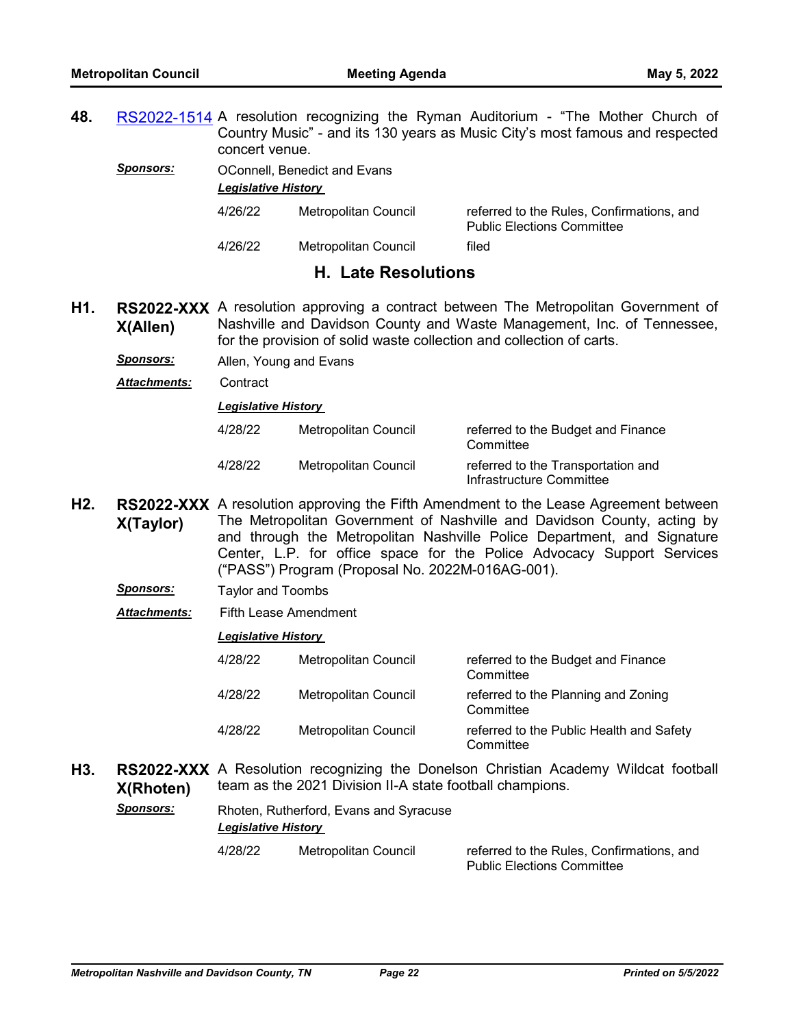**48.** RS2022-1514 A resolution recognizing the Ryman Auditorium - "The Mother Church of Country Music" - and its 130 years as Music City's most famous and respected concert venue.

***Sponsors:*** OConnell, Benedict and Evans

***Legislative History***

| | | |
|---|---|---|
| 4/26/22 | Metropolitan Council | referred to the Rules, Confirmations, and Public Elections Committee |
| 4/26/22 | Metropolitan Council | filed |

## H. Late Resolutions

**H1.** **RS2022-XXXX(Allen)** A resolution approving a contract between The Metropolitan Government of Nashville and Davidson County and Waste Management, Inc. of Tennessee, for the provision of solid waste collection and collection of carts.

***Sponsors:*** Allen, Young and Evans

***Attachments:*** Contract

***Legislative History***

| | | |
|---|---|---|
| 4/28/22 | Metropolitan Council | referred to the Budget and Finance Committee |
| 4/28/22 | Metropolitan Council | referred to the Transportation and Infrastructure Committee |

**H2.** **RS2022-XXXX(Taylor)** A resolution approving the Fifth Amendment to the Lease Agreement between The Metropolitan Government of Nashville and Davidson County, acting by and through the Metropolitan Nashville Police Department, and Signature Center, L.P. for office space for the Police Advocacy Support Services ("PASS") Program (Proposal No. 2022M-016AG-001).

***Sponsors:*** Taylor and Toombs

***Attachments:*** Fifth Lease Amendment

***Legislative History***

| | | |
|---|---|---|
| 4/28/22 | Metropolitan Council | referred to the Budget and Finance Committee |
| 4/28/22 | Metropolitan Council | referred to the Planning and Zoning Committee |
| 4/28/22 | Metropolitan Council | referred to the Public Health and Safety Committee |

**H3.** **RS2022-XXXX(Rhoten)** A Resolution recognizing the Donelson Christian Academy Wildcat football team as the 2021 Division II-A state football champions.

***Sponsors:*** Rhoten, Rutherford, Evans and Syracuse

***Legislative History***

| | | |
|---|---|---|
| 4/28/22 | Metropolitan Council | referred to the Rules, Confirmations, and Public Elections Committee |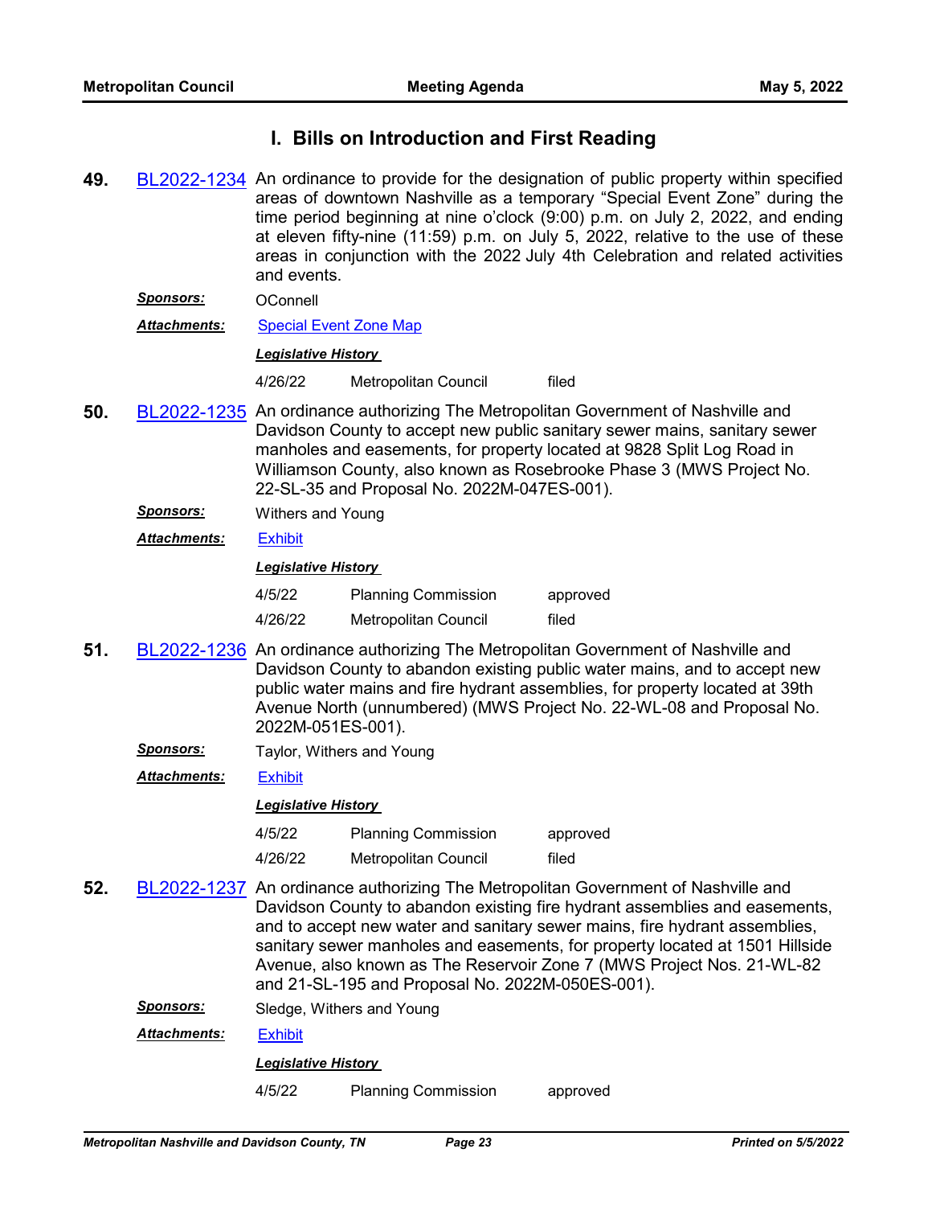## I. Bills on Introduction and First Reading

**49.** BL2022-1234 An ordinance to provide for the designation of public property within specified areas of downtown Nashville as a temporary "Special Event Zone" during the time period beginning at nine o'clock (9:00) p.m. on July 2, 2022, and ending at eleven fifty-nine (11:59) p.m. on July 5, 2022, relative to the use of these areas in conjunction with the 2022 July 4th Celebration and related activities and events.

***Sponsors:*** OConnell

***Attachments:*** Special Event Zone Map

***Legislative History***

| | | |
|---|---|---|
| 4/26/22 | Metropolitan Council | filed |

**50.** BL2022-1235 An ordinance authorizing The Metropolitan Government of Nashville and Davidson County to accept new public sanitary sewer mains, sanitary sewer manholes and easements, for property located at 9828 Split Log Road in Williamson County, also known as Rosebrooke Phase 3 (MWS Project No. 22-SL-35 and Proposal No. 2022M-047ES-001).

***Sponsors:*** Withers and Young

***Attachments:*** Exhibit

***Legislative History***

| | | |
|---|---|---|
| 4/5/22 | Planning Commission | approved |
| 4/26/22 | Metropolitan Council | filed |

**51.** BL2022-1236 An ordinance authorizing The Metropolitan Government of Nashville and Davidson County to abandon existing public water mains, and to accept new public water mains and fire hydrant assemblies, for property located at 39th Avenue North (unnumbered) (MWS Project No. 22-WL-08 and Proposal No. 2022M-051ES-001).

***Sponsors:*** Taylor, Withers and Young

***Attachments:*** Exhibit

***Legislative History***

| | | |
|---|---|---|
| 4/5/22 | Planning Commission | approved |
| 4/26/22 | Metropolitan Council | filed |

**52.** BL2022-1237 An ordinance authorizing The Metropolitan Government of Nashville and Davidson County to abandon existing fire hydrant assemblies and easements, and to accept new water and sanitary sewer mains, fire hydrant assemblies, sanitary sewer manholes and easements, for property located at 1501 Hillside Avenue, also known as The Reservoir Zone 7 (MWS Project Nos. 21-WL-82 and 21-SL-195 and Proposal No. 2022M-050ES-001).

***Sponsors:*** Sledge, Withers and Young

***Attachments:*** Exhibit

***Legislative History***

| | | |
|---|---|---|
| 4/5/22 | Planning Commission | approved |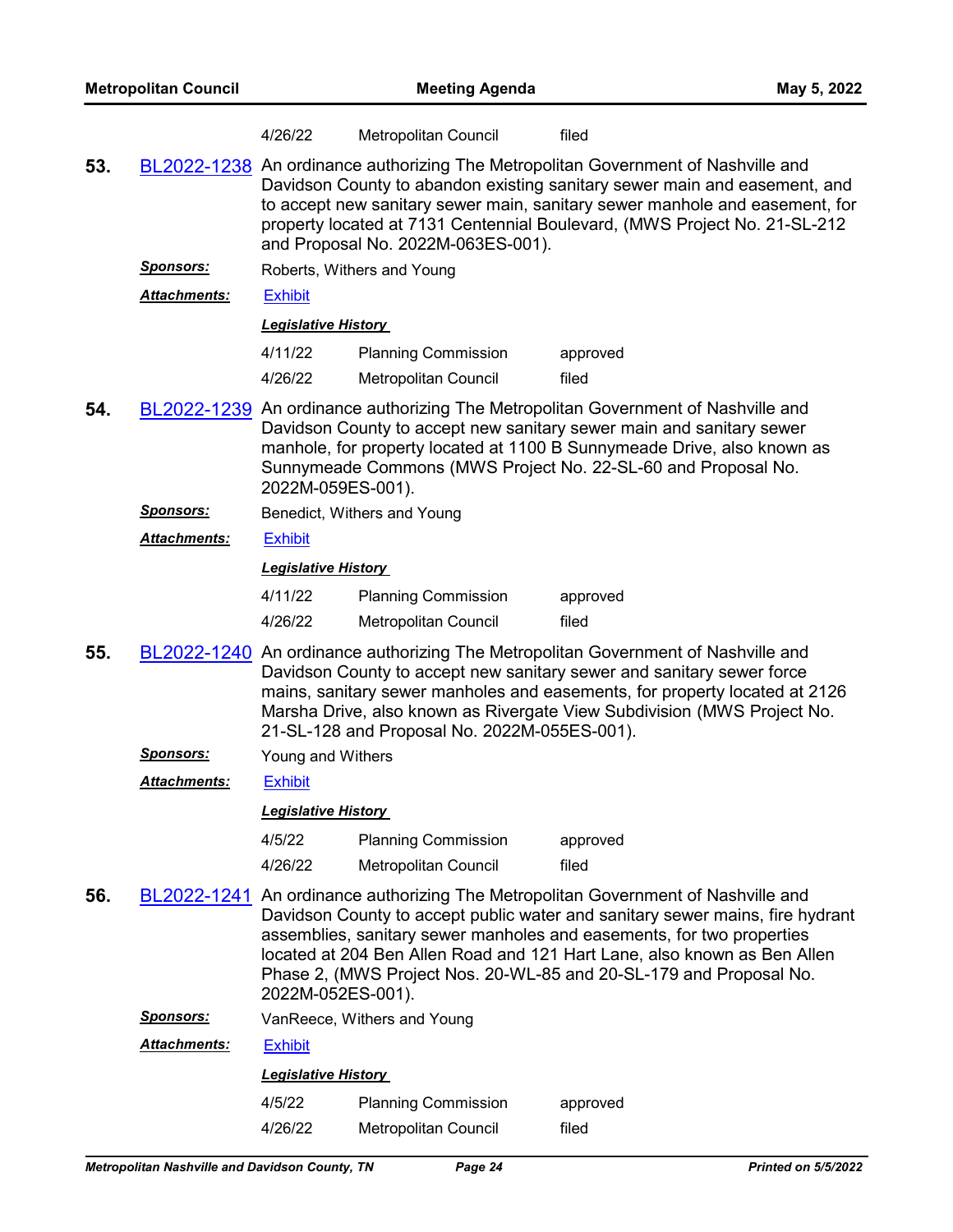| | | |
|---|---|---|
| 4/26/22 | Metropolitan Council | filed |

**53.** BL2022-1238 An ordinance authorizing The Metropolitan Government of Nashville and Davidson County to abandon existing sanitary sewer main and easement, and to accept new sanitary sewer main, sanitary sewer manhole and easement, for property located at 7131 Centennial Boulevard, (MWS Project No. 21-SL-212 and Proposal No. 2022M-063ES-001).

***Sponsors:*** Roberts, Withers and Young

***Attachments:*** Exhibit

***Legislative History***

| | | |
|---|---|---|
| 4/11/22 | Planning Commission | approved |
| 4/26/22 | Metropolitan Council | filed |

**54.** BL2022-1239 An ordinance authorizing The Metropolitan Government of Nashville and Davidson County to accept new sanitary sewer main and sanitary sewer manhole, for property located at 1100 B Sunnymeade Drive, also known as Sunnymeade Commons (MWS Project No. 22-SL-60 and Proposal No. 2022M-059ES-001).

***Sponsors:*** Benedict, Withers and Young

***Attachments:*** Exhibit

***Legislative History***

| | | |
|---|---|---|
| 4/11/22 | Planning Commission | approved |
| 4/26/22 | Metropolitan Council | filed |

**55.** BL2022-1240 An ordinance authorizing The Metropolitan Government of Nashville and Davidson County to accept new sanitary sewer and sanitary sewer force mains, sanitary sewer manholes and easements, for property located at 2126 Marsha Drive, also known as Rivergate View Subdivision (MWS Project No. 21-SL-128 and Proposal No. 2022M-055ES-001).

***Sponsors:*** Young and Withers

***Attachments:*** Exhibit

***Legislative History***

| | | |
|---|---|---|
| 4/5/22 | Planning Commission | approved |
| 4/26/22 | Metropolitan Council | filed |

**56.** BL2022-1241 An ordinance authorizing The Metropolitan Government of Nashville and Davidson County to accept public water and sanitary sewer mains, fire hydrant assemblies, sanitary sewer manholes and easements, for two properties located at 204 Ben Allen Road and 121 Hart Lane, also known as Ben Allen Phase 2, (MWS Project Nos. 20-WL-85 and 20-SL-179 and Proposal No. 2022M-052ES-001).

***Sponsors:*** VanReece, Withers and Young

***Attachments:*** Exhibit

***Legislative History***

| | | |
|---|---|---|
| 4/5/22 | Planning Commission | approved |
| 4/26/22 | Metropolitan Council | filed |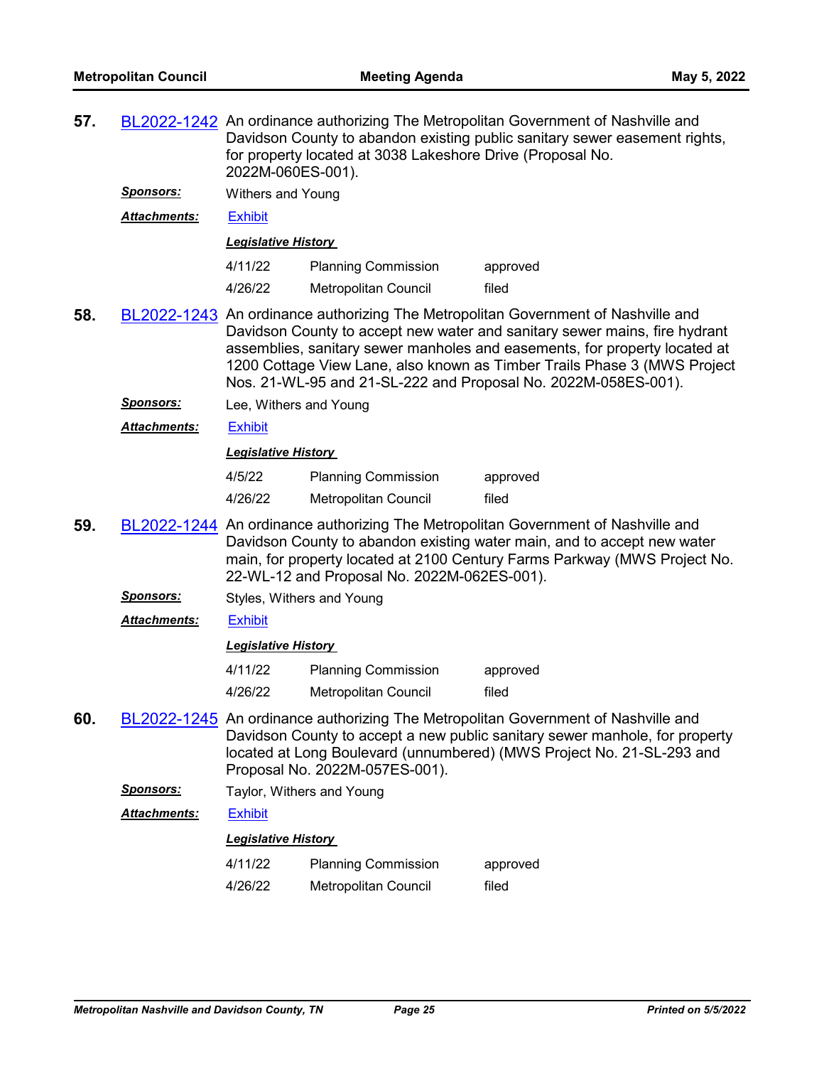**57.** BL2022-1242 An ordinance authorizing The Metropolitan Government of Nashville and Davidson County to abandon existing public sanitary sewer easement rights, for property located at 3038 Lakeshore Drive (Proposal No. 2022M-060ES-001).

***Sponsors:*** Withers and Young

***Attachments:*** Exhibit

***Legislative History***

| | | |
|---|---|---|
| 4/11/22 | Planning Commission | approved |
| 4/26/22 | Metropolitan Council | filed |

**58.** BL2022-1243 An ordinance authorizing The Metropolitan Government of Nashville and Davidson County to accept new water and sanitary sewer mains, fire hydrant assemblies, sanitary sewer manholes and easements, for property located at 1200 Cottage View Lane, also known as Timber Trails Phase 3 (MWS Project Nos. 21-WL-95 and 21-SL-222 and Proposal No. 2022M-058ES-001).

***Sponsors:*** Lee, Withers and Young

***Attachments:*** Exhibit

***Legislative History***

| | | |
|---|---|---|
| 4/5/22 | Planning Commission | approved |
| 4/26/22 | Metropolitan Council | filed |

**59.** BL2022-1244 An ordinance authorizing The Metropolitan Government of Nashville and Davidson County to abandon existing water main, and to accept new water main, for property located at 2100 Century Farms Parkway (MWS Project No. 22-WL-12 and Proposal No. 2022M-062ES-001).

***Sponsors:*** Styles, Withers and Young

***Attachments:*** Exhibit

***Legislative History***

| | | |
|---|---|---|
| 4/11/22 | Planning Commission | approved |
| 4/26/22 | Metropolitan Council | filed |

**60.** BL2022-1245 An ordinance authorizing The Metropolitan Government of Nashville and Davidson County to accept a new public sanitary sewer manhole, for property located at Long Boulevard (unnumbered) (MWS Project No. 21-SL-293 and Proposal No. 2022M-057ES-001).

***Sponsors:*** Taylor, Withers and Young

***Attachments:*** Exhibit

***Legislative History***

| | | |
|---|---|---|
| 4/11/22 | Planning Commission | approved |
| 4/26/22 | Metropolitan Council | filed |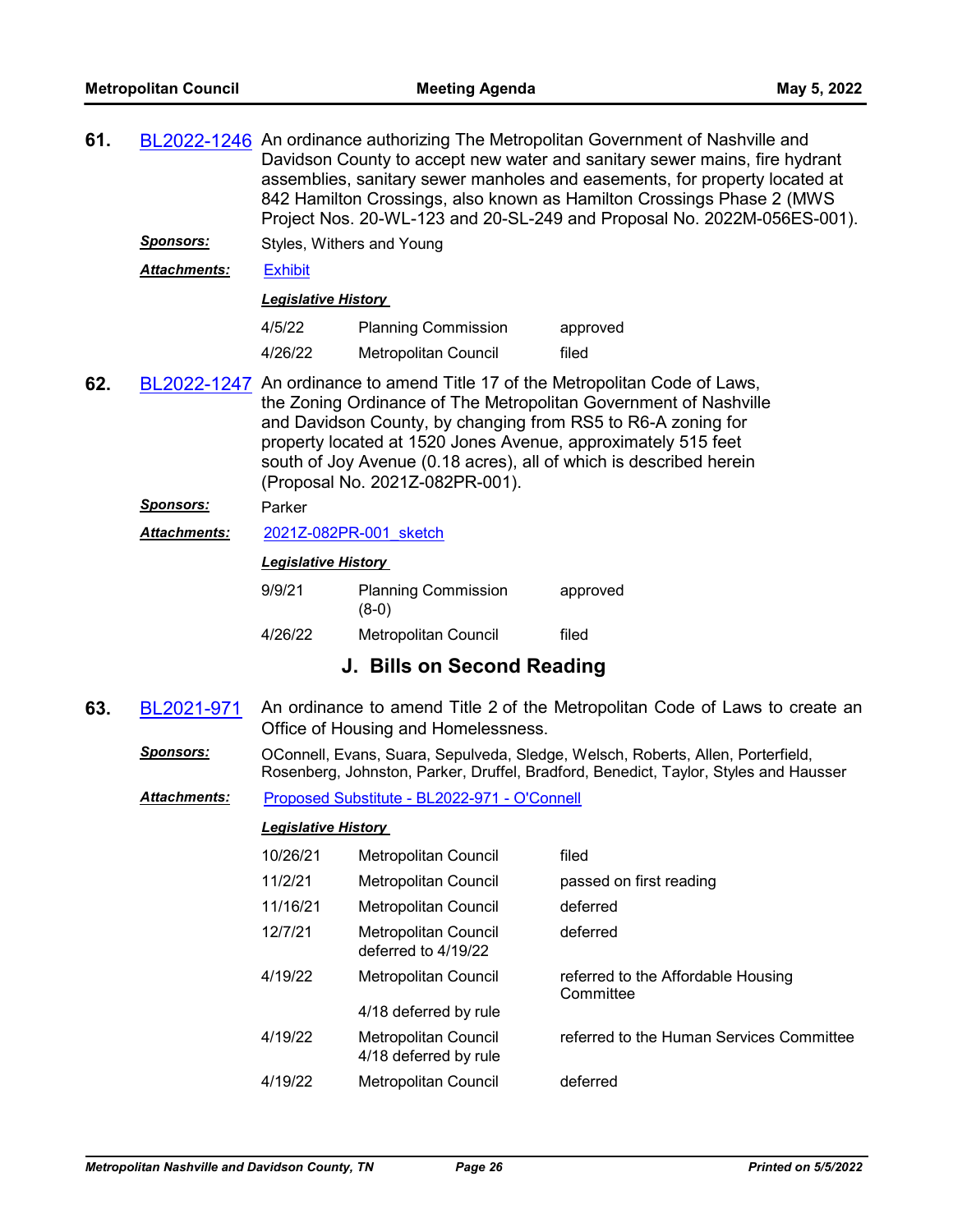**61.** BL2022-1246 An ordinance authorizing The Metropolitan Government of Nashville and Davidson County to accept new water and sanitary sewer mains, fire hydrant assemblies, sanitary sewer manholes and easements, for property located at 842 Hamilton Crossings, also known as Hamilton Crossings Phase 2 (MWS Project Nos. 20-WL-123 and 20-SL-249 and Proposal No. 2022M-056ES-001).

***Sponsors:*** Styles, Withers and Young

***Attachments:*** Exhibit

***Legislative History***

| | | |
|---|---|---|
| 4/5/22 | Planning Commission | approved |
| 4/26/22 | Metropolitan Council | filed |

**62.** BL2022-1247 An ordinance to amend Title 17 of the Metropolitan Code of Laws, the Zoning Ordinance of The Metropolitan Government of Nashville and Davidson County, by changing from RS5 to R6-A zoning for property located at 1520 Jones Avenue, approximately 515 feet south of Joy Avenue (0.18 acres), all of which is described herein (Proposal No. 2021Z-082PR-001).

***Sponsors:*** Parker

***Attachments:*** 2021Z-082PR-001_sketch

***Legislative History***

| | | |
|---|---|---|
| 9/9/21 | Planning Commission (8-0) | approved |
| 4/26/22 | Metropolitan Council | filed |

## J. Bills on Second Reading

**63.** BL2021-971 An ordinance to amend Title 2 of the Metropolitan Code of Laws to create an Office of Housing and Homelessness.

***Sponsors:*** OConnell, Evans, Suara, Sepulveda, Sledge, Welsch, Roberts, Allen, Porterfield, Rosenberg, Johnston, Parker, Druffel, Bradford, Benedict, Taylor, Styles and Hausser

***Attachments:*** Proposed Substitute - BL2022-971 - O'Connell

***Legislative History***

| | | |
|---|---|---|
| 10/26/21 | Metropolitan Council | filed |
| 11/2/21 | Metropolitan Council | passed on first reading |
| 11/16/21 | Metropolitan Council | deferred |
| 12/7/21 | Metropolitan Council deferred to 4/19/22 | deferred |
| 4/19/22 | Metropolitan Council 4/18 deferred by rule | referred to the Affordable Housing Committee |
| 4/19/22 | Metropolitan Council 4/18 deferred by rule | referred to the Human Services Committee |
| 4/19/22 | Metropolitan Council | deferred |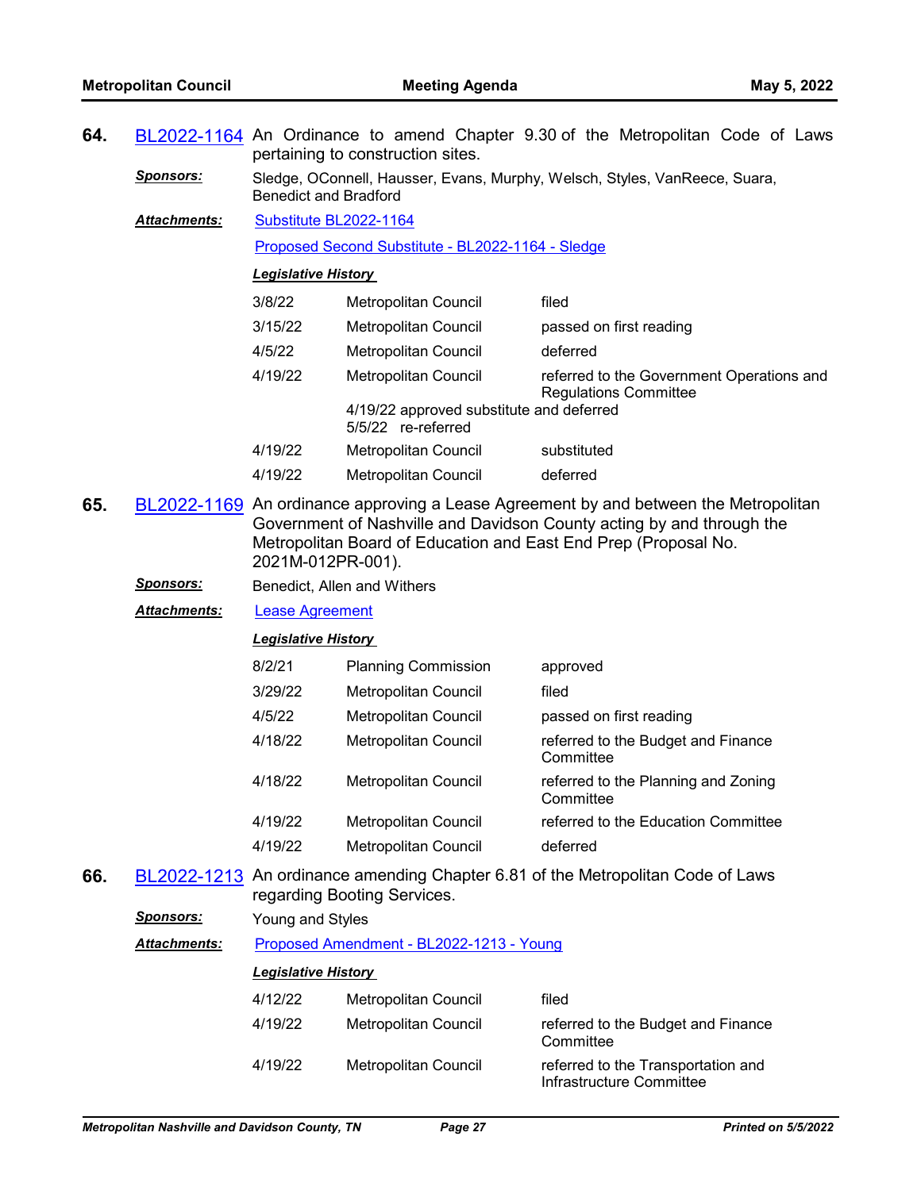**64.** BL2022-1164 An Ordinance to amend Chapter 9.30 of the Metropolitan Code of Laws pertaining to construction sites.

***Sponsors:*** Sledge, OConnell, Hausser, Evans, Murphy, Welsch, Styles, VanReece, Suara, Benedict and Bradford

***Attachments:*** Substitute BL2022-1164

Proposed Second Substitute - BL2022-1164 - Sledge

***Legislative History***

| | | |
|---|---|---|
| 3/8/22 | Metropolitan Council | filed |
| 3/15/22 | Metropolitan Council | passed on first reading |
| 4/5/22 | Metropolitan Council | deferred |
| 4/19/22 | Metropolitan Council | referred to the Government Operations and Regulations Committee |
| | 4/19/22 approved substitute and deferred<br>5/5/22 re-referred | |
| 4/19/22 | Metropolitan Council | substituted |
| 4/19/22 | Metropolitan Council | deferred |

**65.** BL2022-1169 An ordinance approving a Lease Agreement by and between the Metropolitan Government of Nashville and Davidson County acting by and through the Metropolitan Board of Education and East End Prep (Proposal No. 2021M-012PR-001).

***Sponsors:*** Benedict, Allen and Withers

***Attachments:*** Lease Agreement

***Legislative History***

| | | |
|---|---|---|
| 8/2/21 | Planning Commission | approved |
| 3/29/22 | Metropolitan Council | filed |
| 4/5/22 | Metropolitan Council | passed on first reading |
| 4/18/22 | Metropolitan Council | referred to the Budget and Finance Committee |
| 4/18/22 | Metropolitan Council | referred to the Planning and Zoning Committee |
| 4/19/22 | Metropolitan Council | referred to the Education Committee |
| 4/19/22 | Metropolitan Council | deferred |

**66.** BL2022-1213 An ordinance amending Chapter 6.81 of the Metropolitan Code of Laws regarding Booting Services.

***Sponsors:*** Young and Styles

***Attachments:*** Proposed Amendment - BL2022-1213 - Young

***Legislative History***

| | | |
|---|---|---|
| 4/12/22 | Metropolitan Council | filed |
| 4/19/22 | Metropolitan Council | referred to the Budget and Finance Committee |
| 4/19/22 | Metropolitan Council | referred to the Transportation and Infrastructure Committee |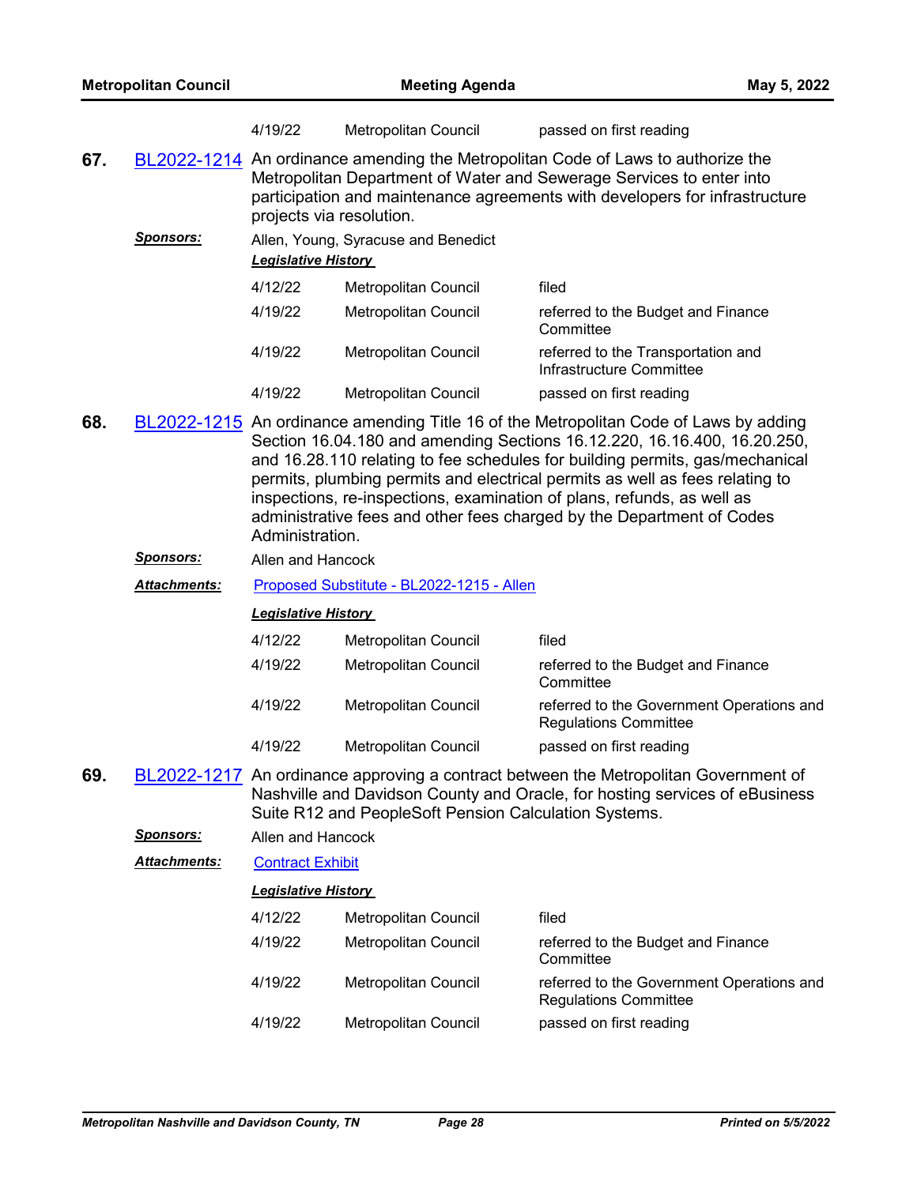| | | |
|---|---|---|
| 4/19/22 | Metropolitan Council | passed on first reading |

**67.** BL2022-1214 An ordinance amending the Metropolitan Code of Laws to authorize the Metropolitan Department of Water and Sewerage Services to enter into participation and maintenance agreements with developers for infrastructure projects via resolution.

***Sponsors:*** Allen, Young, Syracuse and Benedict

***Legislative History***

| | | |
|---|---|---|
| 4/12/22 | Metropolitan Council | filed |
| 4/19/22 | Metropolitan Council | referred to the Budget and Finance Committee |
| 4/19/22 | Metropolitan Council | referred to the Transportation and Infrastructure Committee |
| 4/19/22 | Metropolitan Council | passed on first reading |

**68.** BL2022-1215 An ordinance amending Title 16 of the Metropolitan Code of Laws by adding Section 16.04.180 and amending Sections 16.12.220, 16.16.400, 16.20.250, and 16.28.110 relating to fee schedules for building permits, gas/mechanical permits, plumbing permits and electrical permits as well as fees relating to inspections, re-inspections, examination of plans, refunds, as well as administrative fees and other fees charged by the Department of Codes Administration.

***Sponsors:*** Allen and Hancock

***Attachments:*** Proposed Substitute - BL2022-1215 - Allen

***Legislative History***

| | | |
|---|---|---|
| 4/12/22 | Metropolitan Council | filed |
| 4/19/22 | Metropolitan Council | referred to the Budget and Finance Committee |
| 4/19/22 | Metropolitan Council | referred to the Government Operations and Regulations Committee |
| 4/19/22 | Metropolitan Council | passed on first reading |

**69.** BL2022-1217 An ordinance approving a contract between the Metropolitan Government of Nashville and Davidson County and Oracle, for hosting services of eBusiness Suite R12 and PeopleSoft Pension Calculation Systems.

***Sponsors:*** Allen and Hancock

***Attachments:*** Contract Exhibit

***Legislative History***

| | | |
|---|---|---|
| 4/12/22 | Metropolitan Council | filed |
| 4/19/22 | Metropolitan Council | referred to the Budget and Finance Committee |
| 4/19/22 | Metropolitan Council | referred to the Government Operations and Regulations Committee |
| 4/19/22 | Metropolitan Council | passed on first reading |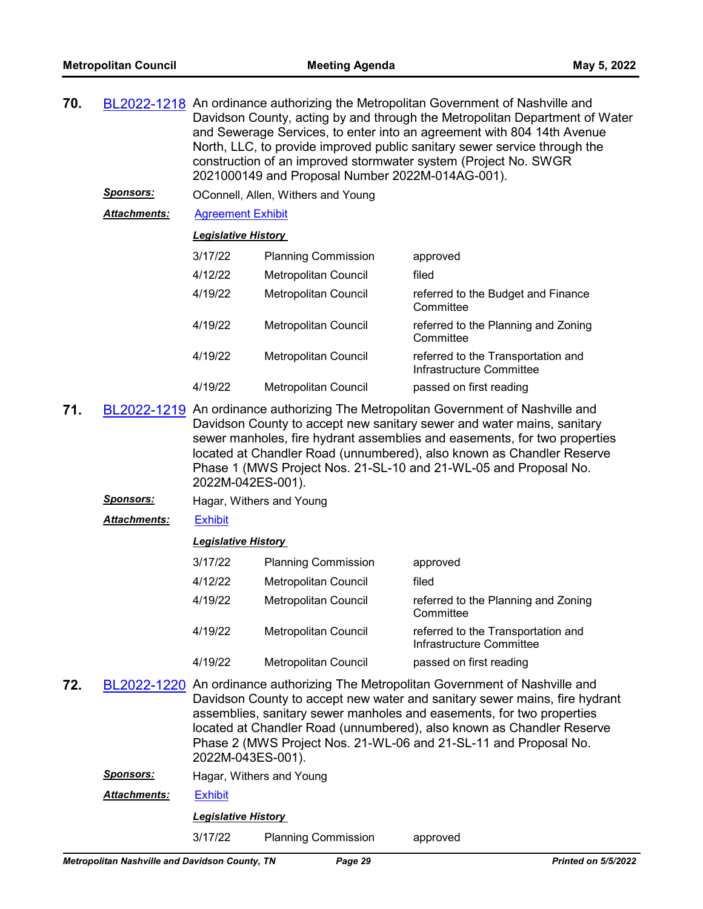**70.** BL2022-1218 An ordinance authorizing the Metropolitan Government of Nashville and Davidson County, acting by and through the Metropolitan Department of Water and Sewerage Services, to enter into an agreement with 804 14th Avenue North, LLC, to provide improved public sanitary sewer service through the construction of an improved stormwater system (Project No. SWGR 2021000149 and Proposal Number 2022M-014AG-001).

***Sponsors:*** OConnell, Allen, Withers and Young

***Attachments:*** Agreement Exhibit

***Legislative History***

| | | |
|---|---|---|
| 3/17/22 | Planning Commission | approved |
| 4/12/22 | Metropolitan Council | filed |
| 4/19/22 | Metropolitan Council | referred to the Budget and Finance Committee |
| 4/19/22 | Metropolitan Council | referred to the Planning and Zoning Committee |
| 4/19/22 | Metropolitan Council | referred to the Transportation and Infrastructure Committee |
| 4/19/22 | Metropolitan Council | passed on first reading |

**71.** BL2022-1219 An ordinance authorizing The Metropolitan Government of Nashville and Davidson County to accept new sanitary sewer and water mains, sanitary sewer manholes, fire hydrant assemblies and easements, for two properties located at Chandler Road (unnumbered), also known as Chandler Reserve Phase 1 (MWS Project Nos. 21-SL-10 and 21-WL-05 and Proposal No. 2022M-042ES-001).

***Sponsors:*** Hagar, Withers and Young

***Attachments:*** Exhibit

***Legislative History***

| | | |
|---|---|---|
| 3/17/22 | Planning Commission | approved |
| 4/12/22 | Metropolitan Council | filed |
| 4/19/22 | Metropolitan Council | referred to the Planning and Zoning Committee |
| 4/19/22 | Metropolitan Council | referred to the Transportation and Infrastructure Committee |
| 4/19/22 | Metropolitan Council | passed on first reading |

**72.** BL2022-1220 An ordinance authorizing The Metropolitan Government of Nashville and Davidson County to accept new water and sanitary sewer mains, fire hydrant assemblies, sanitary sewer manholes and easements, for two properties located at Chandler Road (unnumbered), also known as Chandler Reserve Phase 2 (MWS Project Nos. 21-WL-06 and 21-SL-11 and Proposal No. 2022M-043ES-001).

***Sponsors:*** Hagar, Withers and Young

***Attachments:*** Exhibit

***Legislative History***

| | | |
|---|---|---|
| 3/17/22 | Planning Commission | approved |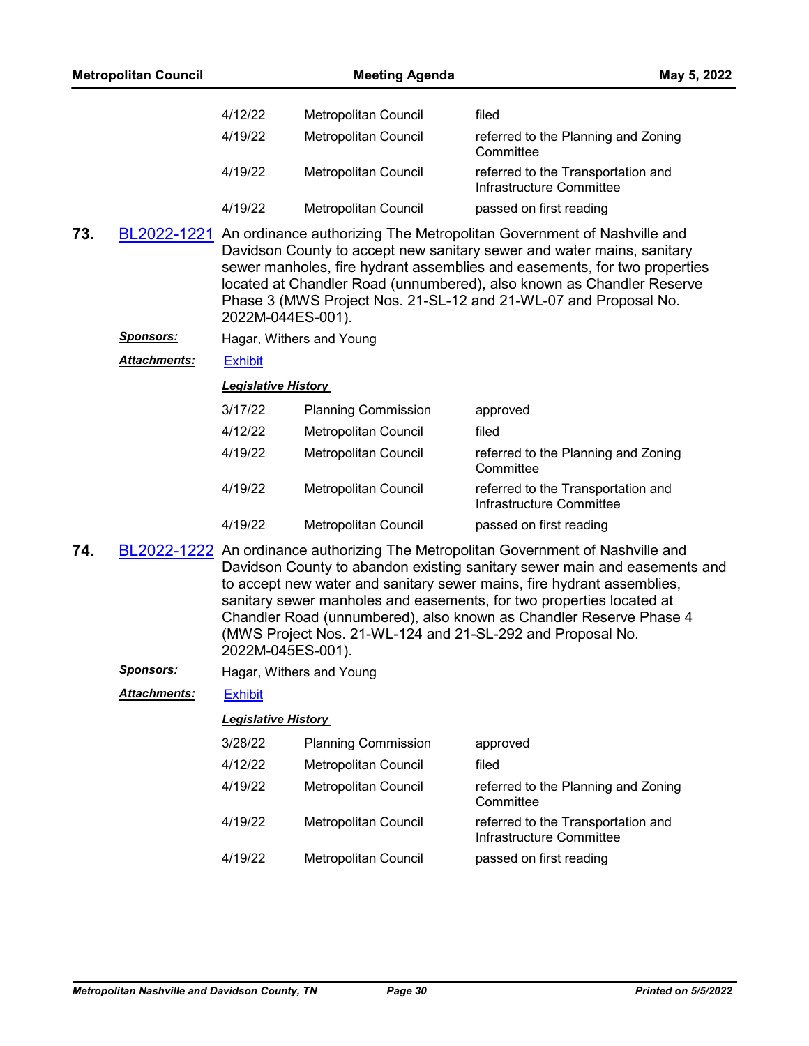| | | |
|---|---|---|
| 4/12/22 | Metropolitan Council | filed |
| 4/19/22 | Metropolitan Council | referred to the Planning and Zoning Committee |
| 4/19/22 | Metropolitan Council | referred to the Transportation and Infrastructure Committee |
| 4/19/22 | Metropolitan Council | passed on first reading |

**73.** BL2022-1221 An ordinance authorizing The Metropolitan Government of Nashville and Davidson County to accept new sanitary sewer and water mains, sanitary sewer manholes, fire hydrant assemblies and easements, for two properties located at Chandler Road (unnumbered), also known as Chandler Reserve Phase 3 (MWS Project Nos. 21-SL-12 and 21-WL-07 and Proposal No. 2022M-044ES-001).

***Sponsors:*** Hagar, Withers and Young

***Attachments:*** Exhibit

***Legislative History***

| | | |
|---|---|---|
| 3/17/22 | Planning Commission | approved |
| 4/12/22 | Metropolitan Council | filed |
| 4/19/22 | Metropolitan Council | referred to the Planning and Zoning Committee |
| 4/19/22 | Metropolitan Council | referred to the Transportation and Infrastructure Committee |
| 4/19/22 | Metropolitan Council | passed on first reading |

**74.** BL2022-1222 An ordinance authorizing The Metropolitan Government of Nashville and Davidson County to abandon existing sanitary sewer main and easements and to accept new water and sanitary sewer mains, fire hydrant assemblies, sanitary sewer manholes and easements, for two properties located at Chandler Road (unnumbered), also known as Chandler Reserve Phase 4 (MWS Project Nos. 21-WL-124 and 21-SL-292 and Proposal No. 2022M-045ES-001).

***Sponsors:*** Hagar, Withers and Young

***Attachments:*** Exhibit

***Legislative History***

| | | |
|---|---|---|
| 3/28/22 | Planning Commission | approved |
| 4/12/22 | Metropolitan Council | filed |
| 4/19/22 | Metropolitan Council | referred to the Planning and Zoning Committee |
| 4/19/22 | Metropolitan Council | referred to the Transportation and Infrastructure Committee |
| 4/19/22 | Metropolitan Council | passed on first reading |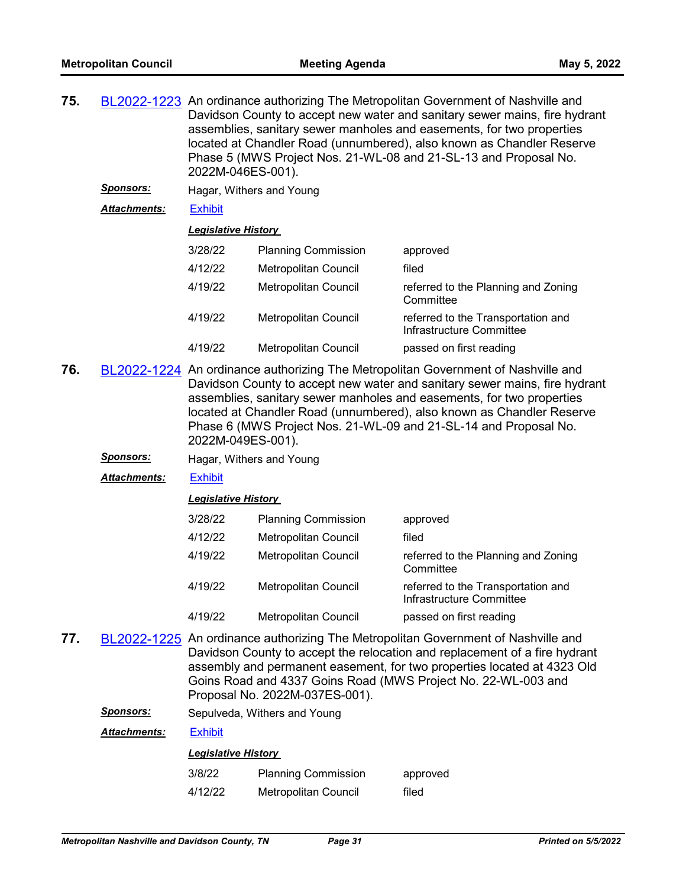**75.** BL2022-1223 An ordinance authorizing The Metropolitan Government of Nashville and Davidson County to accept new water and sanitary sewer mains, fire hydrant assemblies, sanitary sewer manholes and easements, for two properties located at Chandler Road (unnumbered), also known as Chandler Reserve Phase 5 (MWS Project Nos. 21-WL-08 and 21-SL-13 and Proposal No. 2022M-046ES-001).

***Sponsors:*** Hagar, Withers and Young

***Attachments:*** Exhibit

***Legislative History***

| | | |
|---|---|---|
| 3/28/22 | Planning Commission | approved |
| 4/12/22 | Metropolitan Council | filed |
| 4/19/22 | Metropolitan Council | referred to the Planning and Zoning Committee |
| 4/19/22 | Metropolitan Council | referred to the Transportation and Infrastructure Committee |
| 4/19/22 | Metropolitan Council | passed on first reading |

**76.** BL2022-1224 An ordinance authorizing The Metropolitan Government of Nashville and Davidson County to accept new water and sanitary sewer mains, fire hydrant assemblies, sanitary sewer manholes and easements, for two properties located at Chandler Road (unnumbered), also known as Chandler Reserve Phase 6 (MWS Project Nos. 21-WL-09 and 21-SL-14 and Proposal No. 2022M-049ES-001).

***Sponsors:*** Hagar, Withers and Young

***Attachments:*** Exhibit

***Legislative History***

| | | |
|---|---|---|
| 3/28/22 | Planning Commission | approved |
| 4/12/22 | Metropolitan Council | filed |
| 4/19/22 | Metropolitan Council | referred to the Planning and Zoning Committee |
| 4/19/22 | Metropolitan Council | referred to the Transportation and Infrastructure Committee |
| 4/19/22 | Metropolitan Council | passed on first reading |

**77.** BL2022-1225 An ordinance authorizing The Metropolitan Government of Nashville and Davidson County to accept the relocation and replacement of a fire hydrant assembly and permanent easement, for two properties located at 4323 Old Goins Road and 4337 Goins Road (MWS Project No. 22-WL-003 and Proposal No. 2022M-037ES-001).

***Sponsors:*** Sepulveda, Withers and Young

***Attachments:*** Exhibit

***Legislative History***

| | | |
|---|---|---|
| 3/8/22 | Planning Commission | approved |
| 4/12/22 | Metropolitan Council | filed |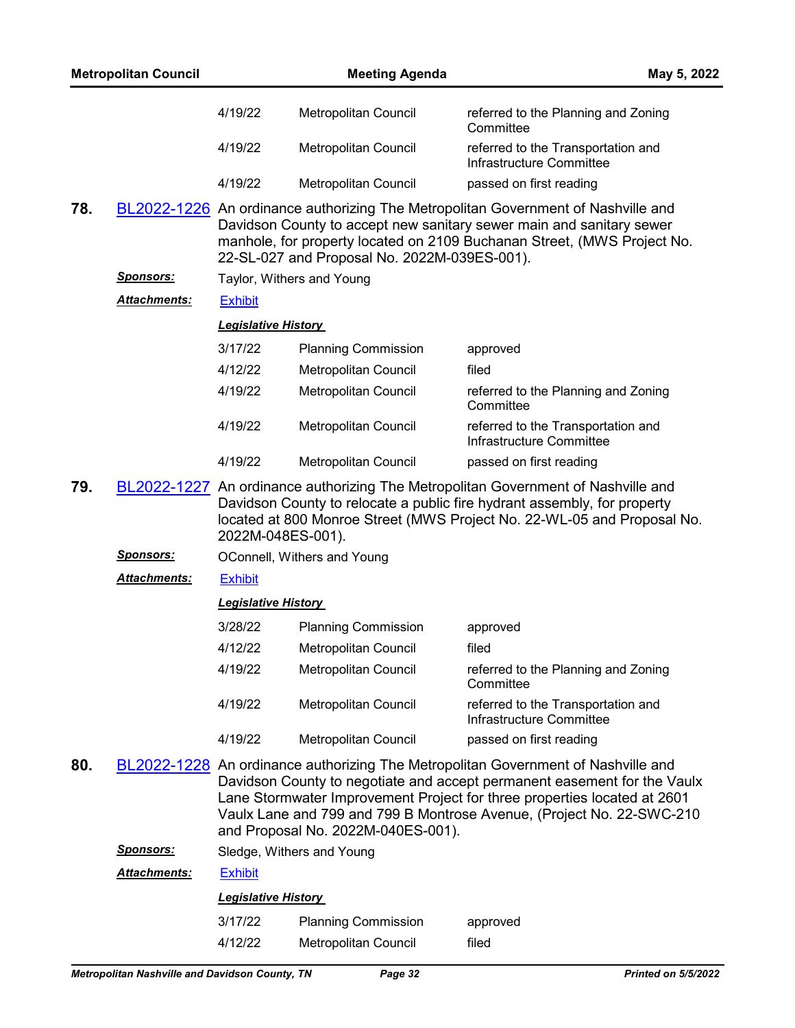| | | |
|---|---|---|
| 4/19/22 | Metropolitan Council | referred to the Planning and Zoning Committee |
| 4/19/22 | Metropolitan Council | referred to the Transportation and Infrastructure Committee |
| 4/19/22 | Metropolitan Council | passed on first reading |

**78.** BL2022-1226 An ordinance authorizing The Metropolitan Government of Nashville and Davidson County to accept new sanitary sewer main and sanitary sewer manhole, for property located on 2109 Buchanan Street, (MWS Project No. 22-SL-027 and Proposal No. 2022M-039ES-001).

***Sponsors:*** Taylor, Withers and Young

***Attachments:*** Exhibit

***Legislative History***

| | | |
|---|---|---|
| 3/17/22 | Planning Commission | approved |
| 4/12/22 | Metropolitan Council | filed |
| 4/19/22 | Metropolitan Council | referred to the Planning and Zoning Committee |
| 4/19/22 | Metropolitan Council | referred to the Transportation and Infrastructure Committee |
| 4/19/22 | Metropolitan Council | passed on first reading |

**79.** BL2022-1227 An ordinance authorizing The Metropolitan Government of Nashville and Davidson County to relocate a public fire hydrant assembly, for property located at 800 Monroe Street (MWS Project No. 22-WL-05 and Proposal No. 2022M-048ES-001).

***Sponsors:*** OConnell, Withers and Young

***Attachments:*** Exhibit

***Legislative History***

| | | |
|---|---|---|
| 3/28/22 | Planning Commission | approved |
| 4/12/22 | Metropolitan Council | filed |
| 4/19/22 | Metropolitan Council | referred to the Planning and Zoning Committee |
| 4/19/22 | Metropolitan Council | referred to the Transportation and Infrastructure Committee |
| 4/19/22 | Metropolitan Council | passed on first reading |

**80.** BL2022-1228 An ordinance authorizing The Metropolitan Government of Nashville and Davidson County to negotiate and accept permanent easement for the Vaulx Lane Stormwater Improvement Project for three properties located at 2601 Vaulx Lane and 799 and 799 B Montrose Avenue, (Project No. 22-SWC-210 and Proposal No. 2022M-040ES-001).

***Sponsors:*** Sledge, Withers and Young

***Attachments:*** Exhibit

***Legislative History***

| | | |
|---|---|---|
| 3/17/22 | Planning Commission | approved |
| 4/12/22 | Metropolitan Council | filed |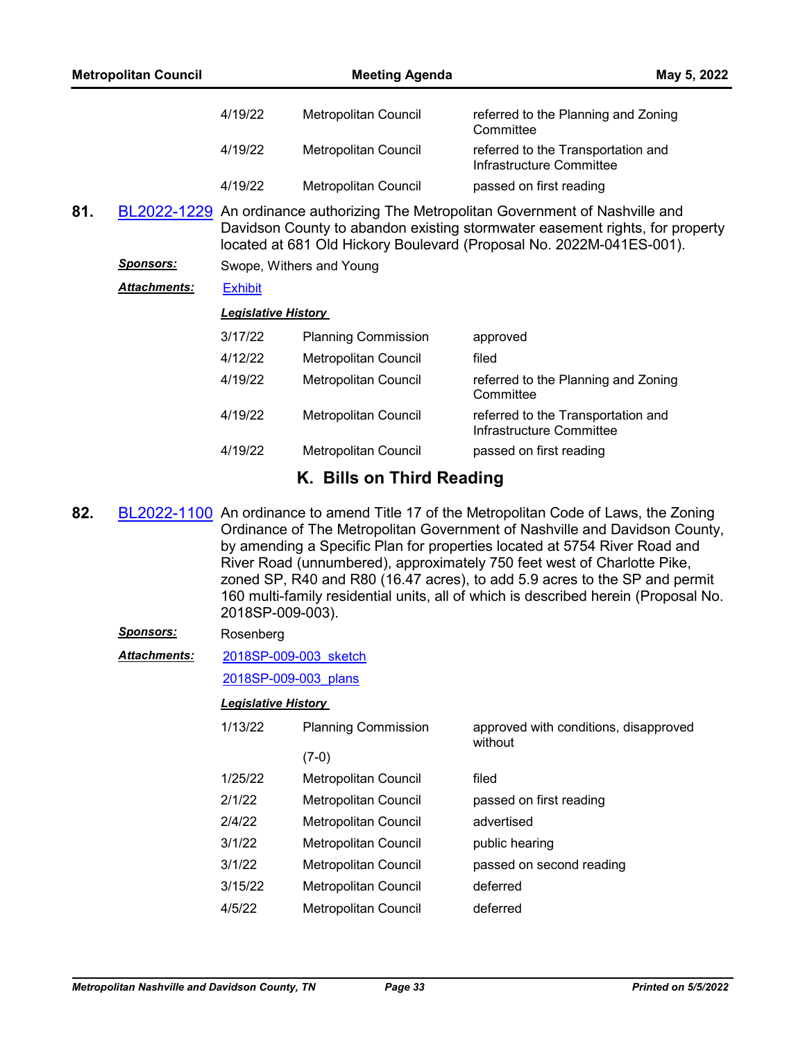| | | |
|---|---|---|
| 4/19/22 | Metropolitan Council | referred to the Planning and Zoning Committee |
| 4/19/22 | Metropolitan Council | referred to the Transportation and Infrastructure Committee |
| 4/19/22 | Metropolitan Council | passed on first reading |

**81.** BL2022-1229 An ordinance authorizing The Metropolitan Government of Nashville and Davidson County to abandon existing stormwater easement rights, for property located at 681 Old Hickory Boulevard (Proposal No. 2022M-041ES-001).

***Sponsors:*** Swope, Withers and Young

***Attachments:*** Exhibit

***Legislative History***

| | | |
|---|---|---|
| 3/17/22 | Planning Commission | approved |
| 4/12/22 | Metropolitan Council | filed |
| 4/19/22 | Metropolitan Council | referred to the Planning and Zoning Committee |
| 4/19/22 | Metropolitan Council | referred to the Transportation and Infrastructure Committee |
| 4/19/22 | Metropolitan Council | passed on first reading |

## K. Bills on Third Reading

**82.** BL2022-1100 An ordinance to amend Title 17 of the Metropolitan Code of Laws, the Zoning Ordinance of The Metropolitan Government of Nashville and Davidson County, by amending a Specific Plan for properties located at 5754 River Road and River Road (unnumbered), approximately 750 feet west of Charlotte Pike, zoned SP, R40 and R80 (16.47 acres), to add 5.9 acres to the SP and permit 160 multi-family residential units, all of which is described herein (Proposal No. 2018SP-009-003).

***Sponsors:*** Rosenberg

***Attachments:*** 2018SP-009-003_sketch

2018SP-009-003_plans

***Legislative History***

| | | |
|---|---|---|
| 1/13/22 | Planning Commission (7-0) | approved with conditions, disapproved without |
| 1/25/22 | Metropolitan Council | filed |
| 2/1/22 | Metropolitan Council | passed on first reading |
| 2/4/22 | Metropolitan Council | advertised |
| 3/1/22 | Metropolitan Council | public hearing |
| 3/1/22 | Metropolitan Council | passed on second reading |
| 3/15/22 | Metropolitan Council | deferred |
| 4/5/22 | Metropolitan Council | deferred |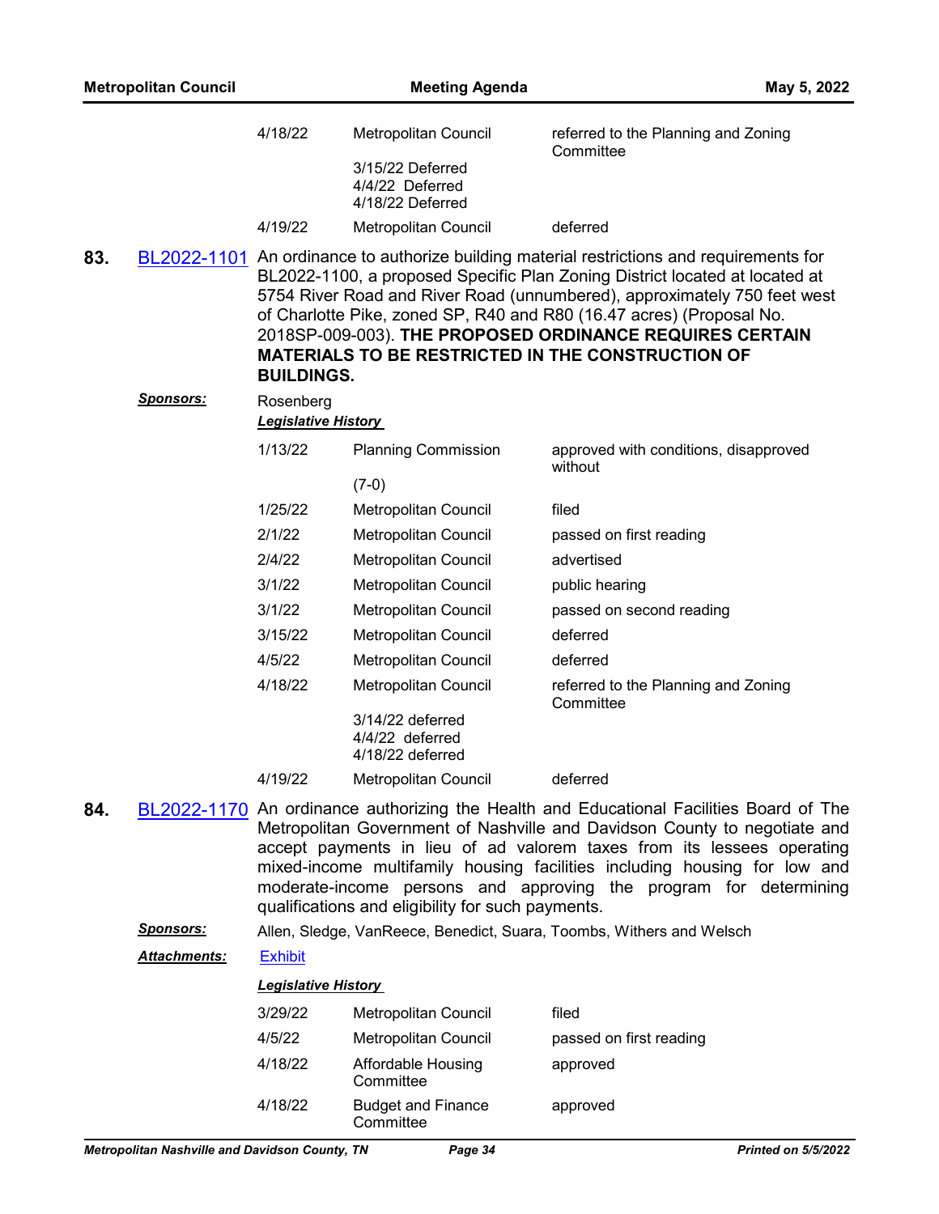| | | |
|---|---|---|
| 4/18/22 | Metropolitan Council | referred to the Planning and Zoning Committee |
| | 3/15/22 Deferred<br>4/4/22 Deferred<br>4/18/22 Deferred | |
| 4/19/22 | Metropolitan Council | deferred |

**83.** BL2022-1101 An ordinance to authorize building material restrictions and requirements for BL2022-1100, a proposed Specific Plan Zoning District located at located at 5754 River Road and River Road (unnumbered), approximately 750 feet west of Charlotte Pike, zoned SP, R40 and R80 (16.47 acres) (Proposal No. 2018SP-009-003). **THE PROPOSED ORDINANCE REQUIRES CERTAIN MATERIALS TO BE RESTRICTED IN THE CONSTRUCTION OF BUILDINGS.**

***Sponsors:*** Rosenberg

***Legislative History***

| | | |
|---|---|---|
| 1/13/22 | Planning Commission | approved with conditions, disapproved without |
| | (7-0) | |
| 1/25/22 | Metropolitan Council | filed |
| 2/1/22 | Metropolitan Council | passed on first reading |
| 2/4/22 | Metropolitan Council | advertised |
| 3/1/22 | Metropolitan Council | public hearing |
| 3/1/22 | Metropolitan Council | passed on second reading |
| 3/15/22 | Metropolitan Council | deferred |
| 4/5/22 | Metropolitan Council | deferred |
| 4/18/22 | Metropolitan Council | referred to the Planning and Zoning Committee |
| | 3/14/22 deferred<br>4/4/22 deferred<br>4/18/22 deferred | |
| 4/19/22 | Metropolitan Council | deferred |

**84.** BL2022-1170 An ordinance authorizing the Health and Educational Facilities Board of The Metropolitan Government of Nashville and Davidson County to negotiate and accept payments in lieu of ad valorem taxes from its lessees operating mixed-income multifamily housing facilities including housing for low and moderate-income persons and approving the program for determining qualifications and eligibility for such payments.

***Sponsors:*** Allen, Sledge, VanReece, Benedict, Suara, Toombs, Withers and Welsch

***Attachments:*** Exhibit

***Legislative History***

| | | |
|---|---|---|
| 3/29/22 | Metropolitan Council | filed |
| 4/5/22 | Metropolitan Council | passed on first reading |
| 4/18/22 | Affordable Housing Committee | approved |
| 4/18/22 | Budget and Finance Committee | approved |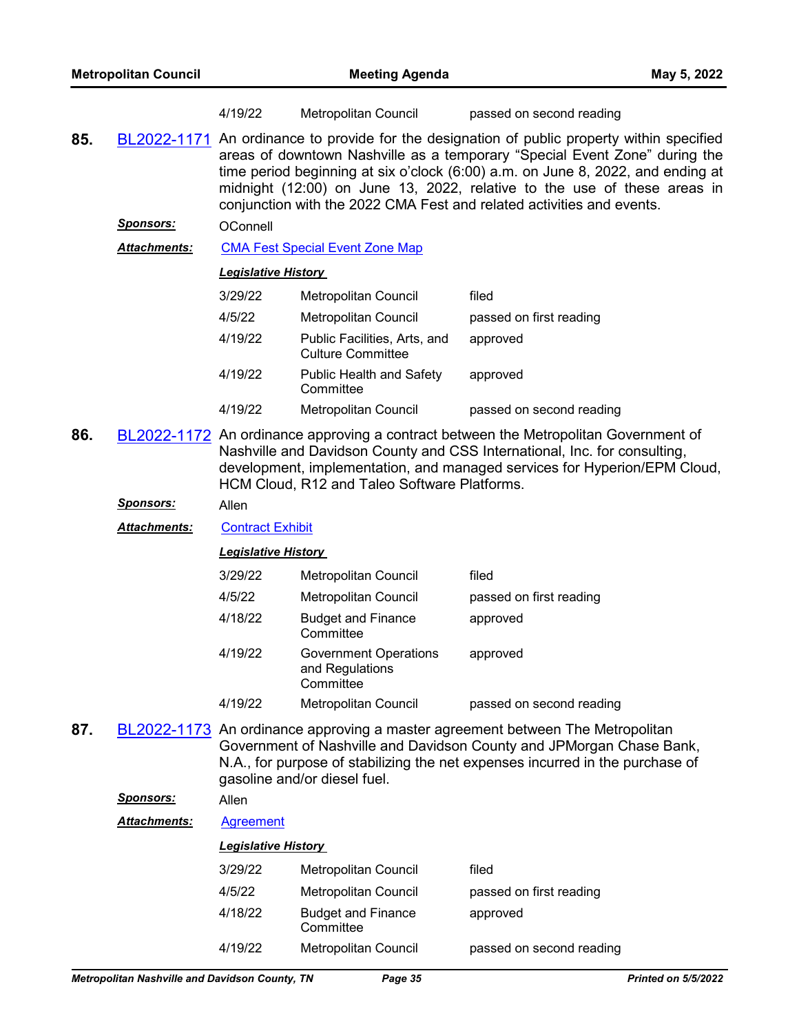| 4/19/22 | Metropolitan Council | passed on second reading |
|---|---|---|

**85.** BL2022-1171 An ordinance to provide for the designation of public property within specified areas of downtown Nashville as a temporary "Special Event Zone" during the time period beginning at six o'clock (6:00) a.m. on June 8, 2022, and ending at midnight (12:00) on June 13, 2022, relative to the use of these areas in conjunction with the 2022 CMA Fest and related activities and events.

***Sponsors:*** OConnell

***Attachments:*** CMA Fest Special Event Zone Map

***Legislative History***

| Date | Body | Action |
|---|---|---|
| 3/29/22 | Metropolitan Council | filed |
| 4/5/22 | Metropolitan Council | passed on first reading |
| 4/19/22 | Public Facilities, Arts, and Culture Committee | approved |
| 4/19/22 | Public Health and Safety Committee | approved |
| 4/19/22 | Metropolitan Council | passed on second reading |

**86.** BL2022-1172 An ordinance approving a contract between the Metropolitan Government of Nashville and Davidson County and CSS International, Inc. for consulting, development, implementation, and managed services for Hyperion/EPM Cloud, HCM Cloud, R12 and Taleo Software Platforms.

***Sponsors:*** Allen

***Attachments:*** Contract Exhibit

***Legislative History***

| Date | Body | Action |
|---|---|---|
| 3/29/22 | Metropolitan Council | filed |
| 4/5/22 | Metropolitan Council | passed on first reading |
| 4/18/22 | Budget and Finance Committee | approved |
| 4/19/22 | Government Operations and Regulations Committee | approved |
| 4/19/22 | Metropolitan Council | passed on second reading |

**87.** BL2022-1173 An ordinance approving a master agreement between The Metropolitan Government of Nashville and Davidson County and JPMorgan Chase Bank, N.A., for purpose of stabilizing the net expenses incurred in the purchase of gasoline and/or diesel fuel.

***Sponsors:*** Allen

***Attachments:*** Agreement

***Legislative History***

| Date | Body | Action |
|---|---|---|
| 3/29/22 | Metropolitan Council | filed |
| 4/5/22 | Metropolitan Council | passed on first reading |
| 4/18/22 | Budget and Finance Committee | approved |
| 4/19/22 | Metropolitan Council | passed on second reading |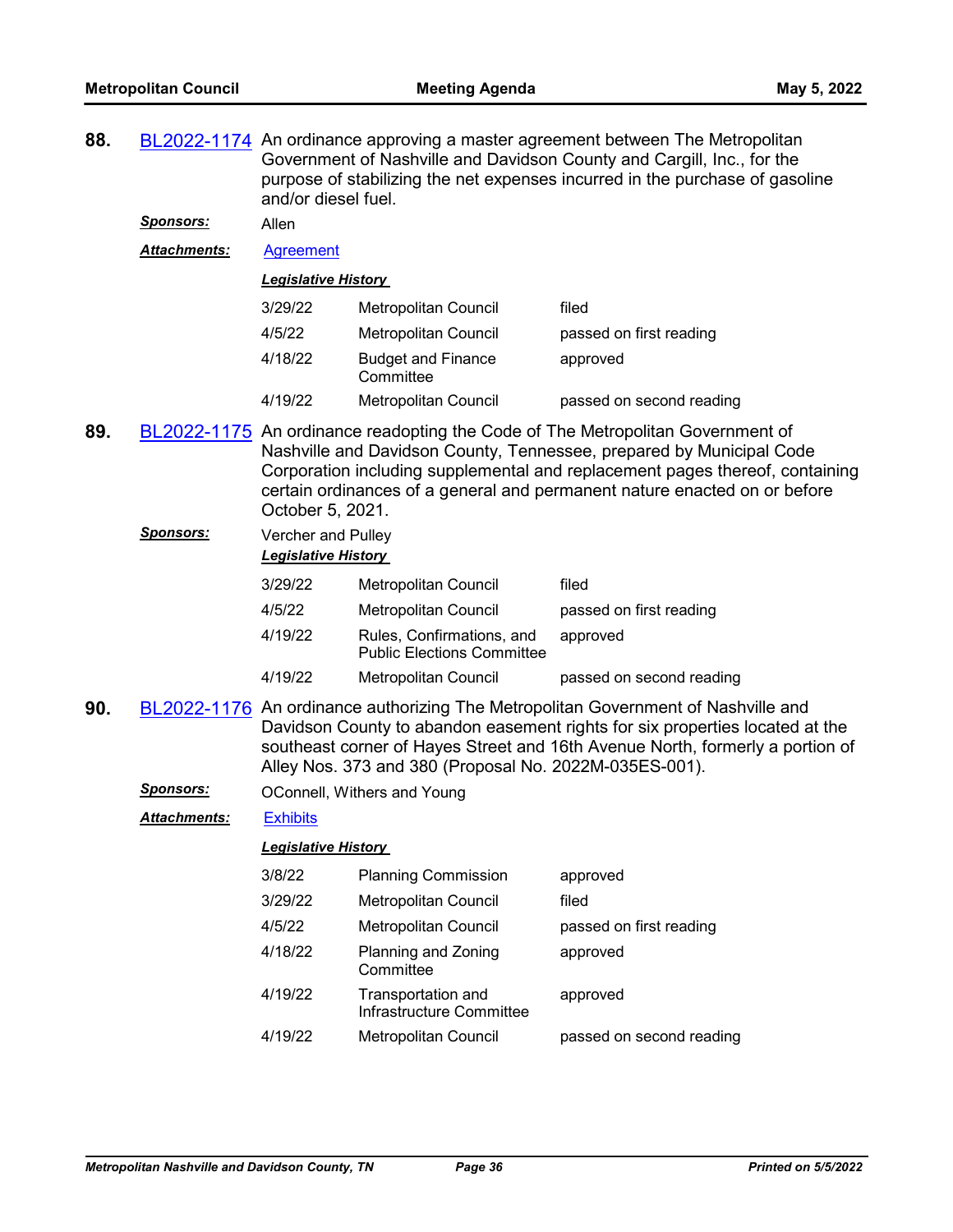**88.** BL2022-1174 An ordinance approving a master agreement between The Metropolitan Government of Nashville and Davidson County and Cargill, Inc., for the purpose of stabilizing the net expenses incurred in the purchase of gasoline and/or diesel fuel.

***Sponsors:*** Allen

***Attachments:*** Agreement

***Legislative History***

| | | |
|---|---|---|
| 3/29/22 | Metropolitan Council | filed |
| 4/5/22 | Metropolitan Council | passed on first reading |
| 4/18/22 | Budget and Finance Committee | approved |
| 4/19/22 | Metropolitan Council | passed on second reading |

**89.** BL2022-1175 An ordinance readopting the Code of The Metropolitan Government of Nashville and Davidson County, Tennessee, prepared by Municipal Code Corporation including supplemental and replacement pages thereof, containing certain ordinances of a general and permanent nature enacted on or before October 5, 2021.

***Sponsors:*** Vercher and Pulley

***Legislative History***

| | | |
|---|---|---|
| 3/29/22 | Metropolitan Council | filed |
| 4/5/22 | Metropolitan Council | passed on first reading |
| 4/19/22 | Rules, Confirmations, and Public Elections Committee | approved |
| 4/19/22 | Metropolitan Council | passed on second reading |

**90.** BL2022-1176 An ordinance authorizing The Metropolitan Government of Nashville and Davidson County to abandon easement rights for six properties located at the southeast corner of Hayes Street and 16th Avenue North, formerly a portion of Alley Nos. 373 and 380 (Proposal No. 2022M-035ES-001).

***Sponsors:*** OConnell, Withers and Young

***Attachments:*** Exhibits

***Legislative History***

| | | |
|---|---|---|
| 3/8/22 | Planning Commission | approved |
| 3/29/22 | Metropolitan Council | filed |
| 4/5/22 | Metropolitan Council | passed on first reading |
| 4/18/22 | Planning and Zoning Committee | approved |
| 4/19/22 | Transportation and Infrastructure Committee | approved |
| 4/19/22 | Metropolitan Council | passed on second reading |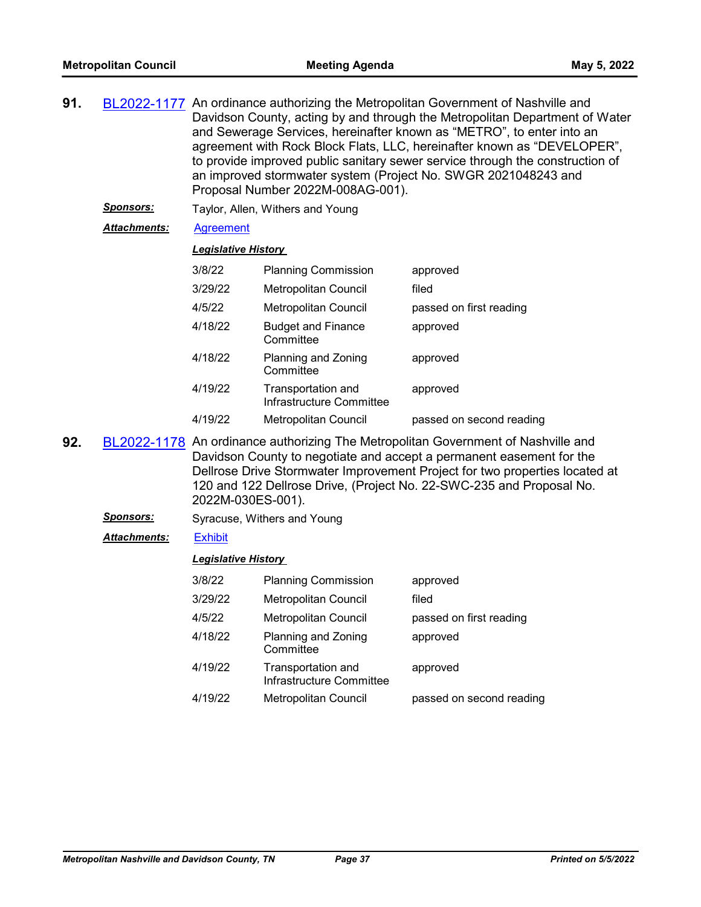**91.** BL2022-1177 An ordinance authorizing the Metropolitan Government of Nashville and Davidson County, acting by and through the Metropolitan Department of Water and Sewerage Services, hereinafter known as "METRO", to enter into an agreement with Rock Block Flats, LLC, hereinafter known as "DEVELOPER", to provide improved public sanitary sewer service through the construction of an improved stormwater system (Project No. SWGR 2021048243 and Proposal Number 2022M-008AG-001).

***Sponsors:*** Taylor, Allen, Withers and Young

***Attachments:*** Agreement

***Legislative History***

| | | |
|---|---|---|
| 3/8/22 | Planning Commission | approved |
| 3/29/22 | Metropolitan Council | filed |
| 4/5/22 | Metropolitan Council | passed on first reading |
| 4/18/22 | Budget and Finance Committee | approved |
| 4/18/22 | Planning and Zoning Committee | approved |
| 4/19/22 | Transportation and Infrastructure Committee | approved |
| 4/19/22 | Metropolitan Council | passed on second reading |

**92.** BL2022-1178 An ordinance authorizing The Metropolitan Government of Nashville and Davidson County to negotiate and accept a permanent easement for the Dellrose Drive Stormwater Improvement Project for two properties located at 120 and 122 Dellrose Drive, (Project No. 22-SWC-235 and Proposal No. 2022M-030ES-001).

***Sponsors:*** Syracuse, Withers and Young

***Attachments:*** Exhibit

***Legislative History***

| | | |
|---|---|---|
| 3/8/22 | Planning Commission | approved |
| 3/29/22 | Metropolitan Council | filed |
| 4/5/22 | Metropolitan Council | passed on first reading |
| 4/18/22 | Planning and Zoning Committee | approved |
| 4/19/22 | Transportation and Infrastructure Committee | approved |
| 4/19/22 | Metropolitan Council | passed on second reading |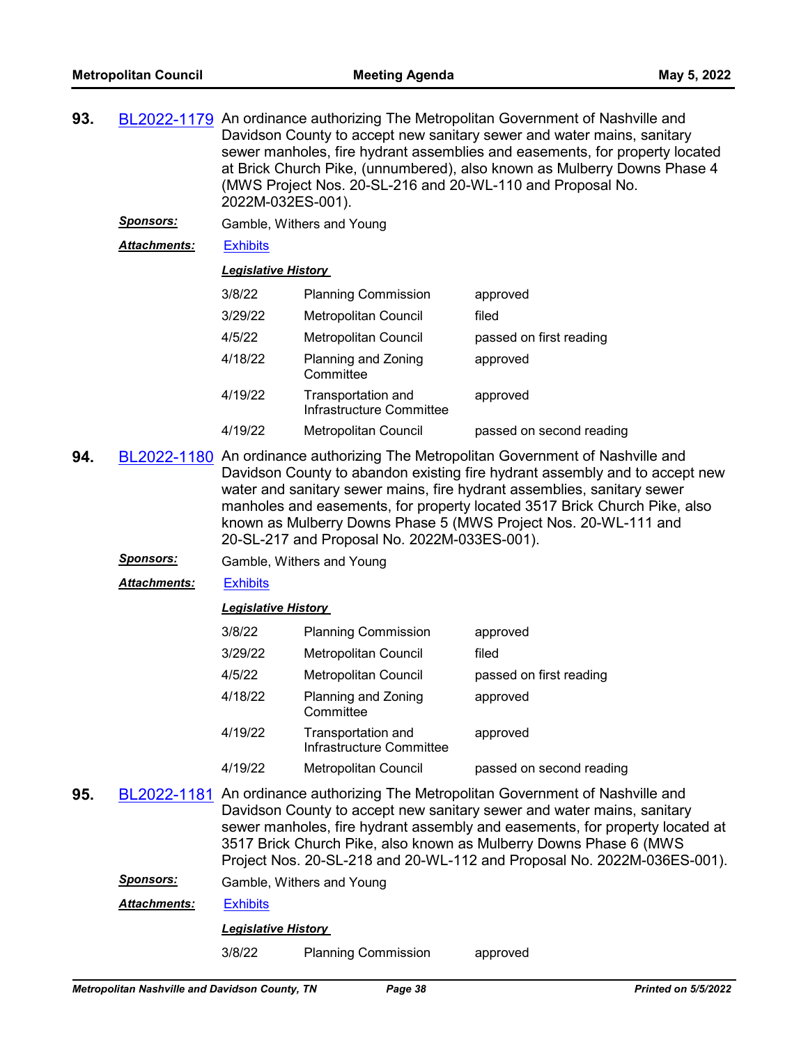**93.** BL2022-1179 An ordinance authorizing The Metropolitan Government of Nashville and Davidson County to accept new sanitary sewer and water mains, sanitary sewer manholes, fire hydrant assemblies and easements, for property located at Brick Church Pike, (unnumbered), also known as Mulberry Downs Phase 4 (MWS Project Nos. 20-SL-216 and 20-WL-110 and Proposal No. 2022M-032ES-001).

***Sponsors:*** Gamble, Withers and Young

***Attachments:*** Exhibits

***Legislative History***

| | | |
|---|---|---|
| 3/8/22 | Planning Commission | approved |
| 3/29/22 | Metropolitan Council | filed |
| 4/5/22 | Metropolitan Council | passed on first reading |
| 4/18/22 | Planning and Zoning Committee | approved |
| 4/19/22 | Transportation and Infrastructure Committee | approved |
| 4/19/22 | Metropolitan Council | passed on second reading |

**94.** BL2022-1180 An ordinance authorizing The Metropolitan Government of Nashville and Davidson County to abandon existing fire hydrant assembly and to accept new water and sanitary sewer mains, fire hydrant assemblies, sanitary sewer manholes and easements, for property located 3517 Brick Church Pike, also known as Mulberry Downs Phase 5 (MWS Project Nos. 20-WL-111 and 20-SL-217 and Proposal No. 2022M-033ES-001).

***Sponsors:*** Gamble, Withers and Young

***Attachments:*** Exhibits

***Legislative History***

| | | |
|---|---|---|
| 3/8/22 | Planning Commission | approved |
| 3/29/22 | Metropolitan Council | filed |
| 4/5/22 | Metropolitan Council | passed on first reading |
| 4/18/22 | Planning and Zoning Committee | approved |
| 4/19/22 | Transportation and Infrastructure Committee | approved |
| 4/19/22 | Metropolitan Council | passed on second reading |

**95.** BL2022-1181 An ordinance authorizing The Metropolitan Government of Nashville and Davidson County to accept new sanitary sewer and water mains, sanitary sewer manholes, fire hydrant assembly and easements, for property located at 3517 Brick Church Pike, also known as Mulberry Downs Phase 6 (MWS Project Nos. 20-SL-218 and 20-WL-112 and Proposal No. 2022M-036ES-001).

***Sponsors:*** Gamble, Withers and Young

***Attachments:*** Exhibits

***Legislative History***

| | | |
|---|---|---|
| 3/8/22 | Planning Commission | approved |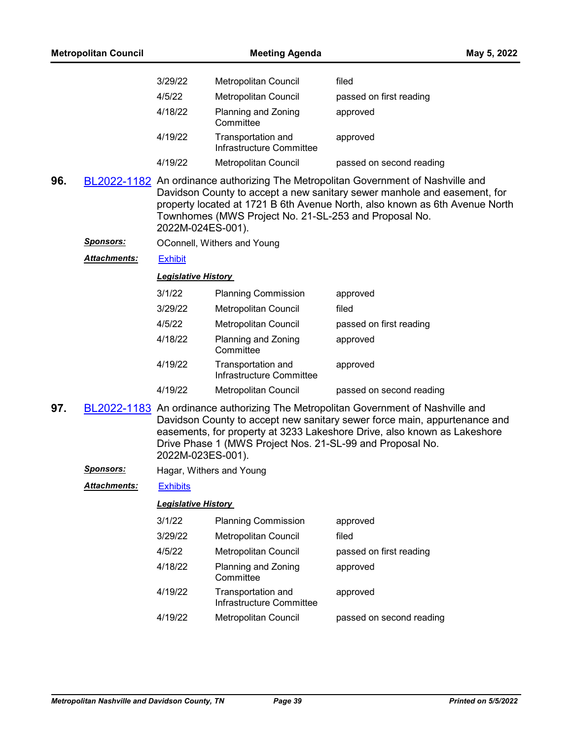| | | |
|---|---|---|
| 3/29/22 | Metropolitan Council | filed |
| 4/5/22 | Metropolitan Council | passed on first reading |
| 4/18/22 | Planning and Zoning Committee | approved |
| 4/19/22 | Transportation and Infrastructure Committee | approved |
| 4/19/22 | Metropolitan Council | passed on second reading |

**96.** BL2022-1182 An ordinance authorizing The Metropolitan Government of Nashville and Davidson County to accept a new sanitary sewer manhole and easement, for property located at 1721 B 6th Avenue North, also known as 6th Avenue North Townhomes (MWS Project No. 21-SL-253 and Proposal No. 2022M-024ES-001).

***Sponsors:*** OConnell, Withers and Young

***Attachments:*** Exhibit

***Legislative History***

| | | |
|---|---|---|
| 3/1/22 | Planning Commission | approved |
| 3/29/22 | Metropolitan Council | filed |
| 4/5/22 | Metropolitan Council | passed on first reading |
| 4/18/22 | Planning and Zoning Committee | approved |
| 4/19/22 | Transportation and Infrastructure Committee | approved |
| 4/19/22 | Metropolitan Council | passed on second reading |

**97.** BL2022-1183 An ordinance authorizing The Metropolitan Government of Nashville and Davidson County to accept new sanitary sewer force main, appurtenance and easements, for property at 3233 Lakeshore Drive, also known as Lakeshore Drive Phase 1 (MWS Project Nos. 21-SL-99 and Proposal No. 2022M-023ES-001).

***Sponsors:*** Hagar, Withers and Young

***Attachments:*** Exhibits

***Legislative History***

| | | |
|---|---|---|
| 3/1/22 | Planning Commission | approved |
| 3/29/22 | Metropolitan Council | filed |
| 4/5/22 | Metropolitan Council | passed on first reading |
| 4/18/22 | Planning and Zoning Committee | approved |
| 4/19/22 | Transportation and Infrastructure Committee | approved |
| 4/19/22 | Metropolitan Council | passed on second reading |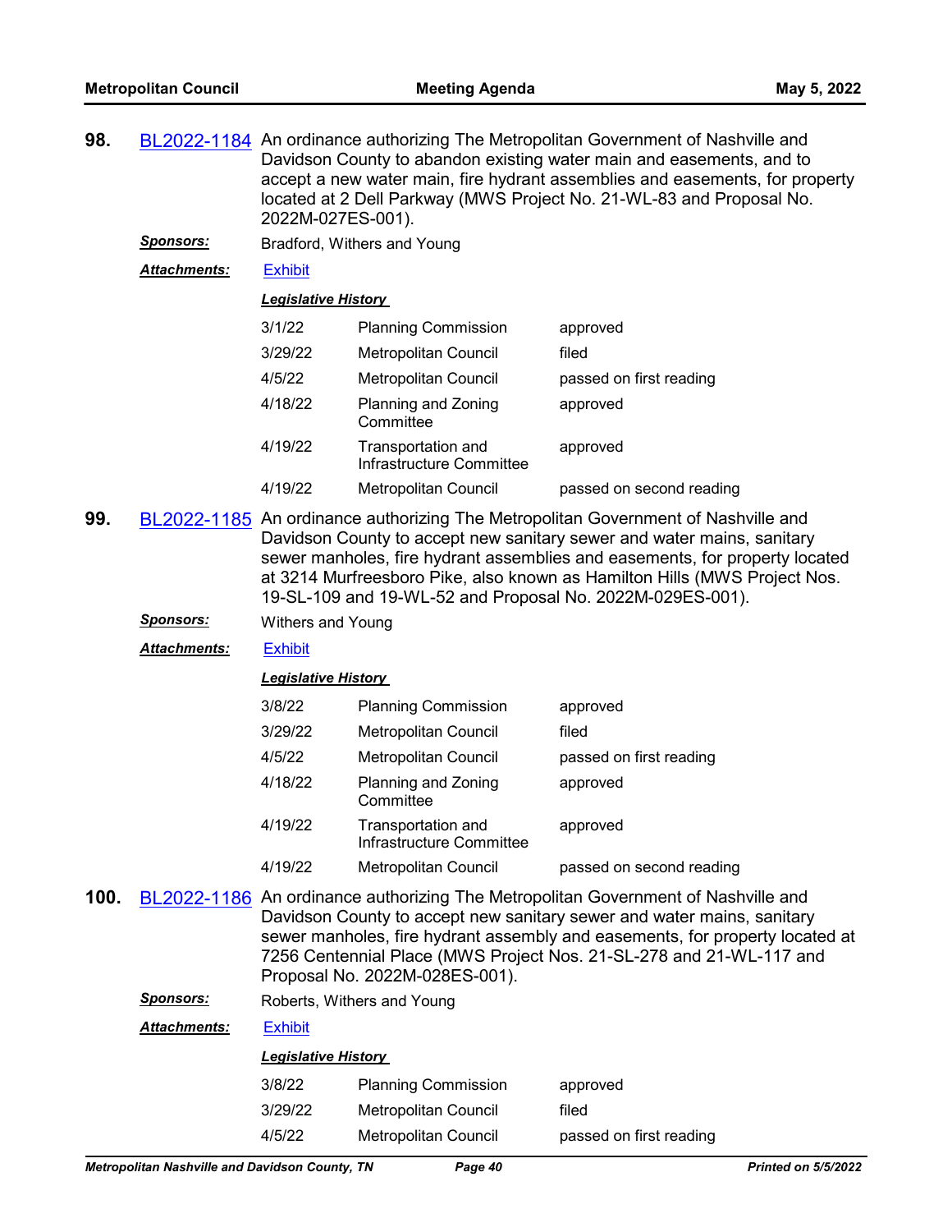**98.** BL2022-1184 An ordinance authorizing The Metropolitan Government of Nashville and Davidson County to abandon existing water main and easements, and to accept a new water main, fire hydrant assemblies and easements, for property located at 2 Dell Parkway (MWS Project No. 21-WL-83 and Proposal No. 2022M-027ES-001).

***Sponsors:*** Bradford, Withers and Young

***Attachments:*** Exhibit

***Legislative History***

| | | |
|---|---|---|
| 3/1/22 | Planning Commission | approved |
| 3/29/22 | Metropolitan Council | filed |
| 4/5/22 | Metropolitan Council | passed on first reading |
| 4/18/22 | Planning and Zoning Committee | approved |
| 4/19/22 | Transportation and Infrastructure Committee | approved |
| 4/19/22 | Metropolitan Council | passed on second reading |

**99.** BL2022-1185 An ordinance authorizing The Metropolitan Government of Nashville and Davidson County to accept new sanitary sewer and water mains, sanitary sewer manholes, fire hydrant assemblies and easements, for property located at 3214 Murfreesboro Pike, also known as Hamilton Hills (MWS Project Nos. 19-SL-109 and 19-WL-52 and Proposal No. 2022M-029ES-001).

***Sponsors:*** Withers and Young

***Attachments:*** Exhibit

***Legislative History***

| | | |
|---|---|---|
| 3/8/22 | Planning Commission | approved |
| 3/29/22 | Metropolitan Council | filed |
| 4/5/22 | Metropolitan Council | passed on first reading |
| 4/18/22 | Planning and Zoning Committee | approved |
| 4/19/22 | Transportation and Infrastructure Committee | approved |
| 4/19/22 | Metropolitan Council | passed on second reading |

**100.** BL2022-1186 An ordinance authorizing The Metropolitan Government of Nashville and Davidson County to accept new sanitary sewer and water mains, sanitary sewer manholes, fire hydrant assembly and easements, for property located at 7256 Centennial Place (MWS Project Nos. 21-SL-278 and 21-WL-117 and Proposal No. 2022M-028ES-001).

***Sponsors:*** Roberts, Withers and Young

***Attachments:*** Exhibit

***Legislative History***

| | | |
|---|---|---|
| 3/8/22 | Planning Commission | approved |
| 3/29/22 | Metropolitan Council | filed |
| 4/5/22 | Metropolitan Council | passed on first reading |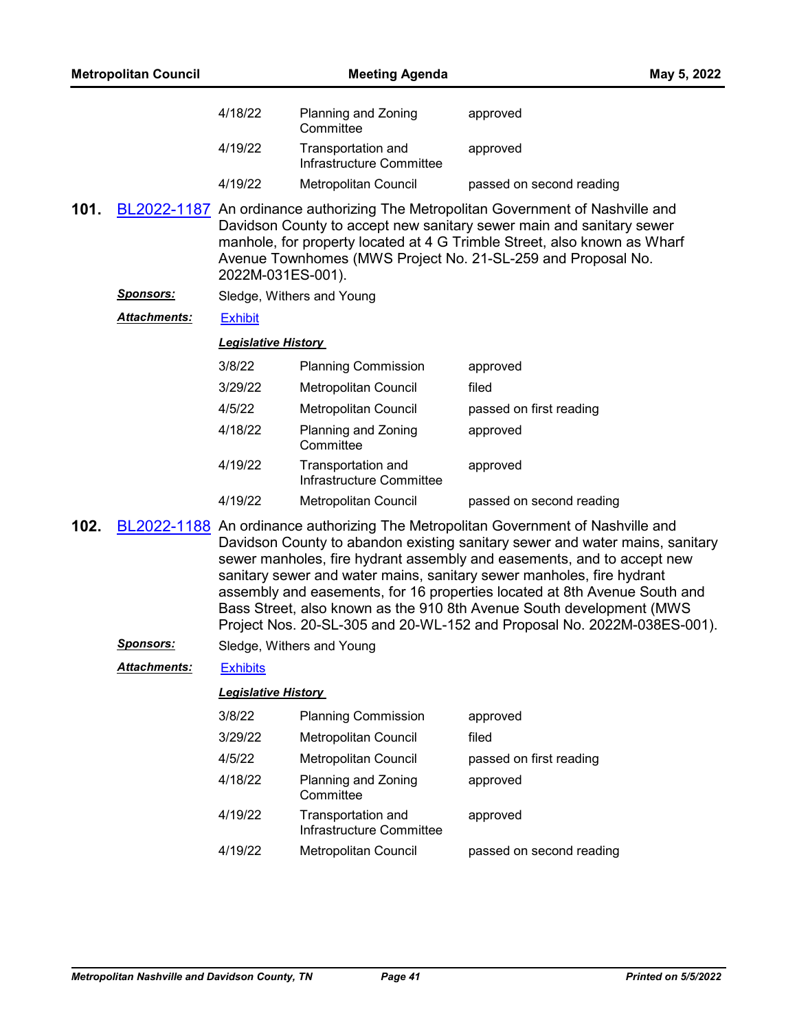| | | |
|---|---|---|
| 4/18/22 | Planning and Zoning Committee | approved |
| 4/19/22 | Transportation and Infrastructure Committee | approved |
| 4/19/22 | Metropolitan Council | passed on second reading |

**101.** BL2022-1187 An ordinance authorizing The Metropolitan Government of Nashville and Davidson County to accept new sanitary sewer main and sanitary sewer manhole, for property located at 4 G Trimble Street, also known as Wharf Avenue Townhomes (MWS Project No. 21-SL-259 and Proposal No. 2022M-031ES-001).

***Sponsors:*** Sledge, Withers and Young

***Attachments:*** Exhibit

***Legislative History***

| | | |
|---|---|---|
| 3/8/22 | Planning Commission | approved |
| 3/29/22 | Metropolitan Council | filed |
| 4/5/22 | Metropolitan Council | passed on first reading |
| 4/18/22 | Planning and Zoning Committee | approved |
| 4/19/22 | Transportation and Infrastructure Committee | approved |
| 4/19/22 | Metropolitan Council | passed on second reading |

**102.** BL2022-1188 An ordinance authorizing The Metropolitan Government of Nashville and Davidson County to abandon existing sanitary sewer and water mains, sanitary sewer manholes, fire hydrant assembly and easements, and to accept new sanitary sewer and water mains, sanitary sewer manholes, fire hydrant assembly and easements, for 16 properties located at 8th Avenue South and Bass Street, also known as the 910 8th Avenue South development (MWS Project Nos. 20-SL-305 and 20-WL-152 and Proposal No. 2022M-038ES-001).

***Sponsors:*** Sledge, Withers and Young

***Attachments:*** Exhibits

***Legislative History***

| | | |
|---|---|---|
| 3/8/22 | Planning Commission | approved |
| 3/29/22 | Metropolitan Council | filed |
| 4/5/22 | Metropolitan Council | passed on first reading |
| 4/18/22 | Planning and Zoning Committee | approved |
| 4/19/22 | Transportation and Infrastructure Committee | approved |
| 4/19/22 | Metropolitan Council | passed on second reading |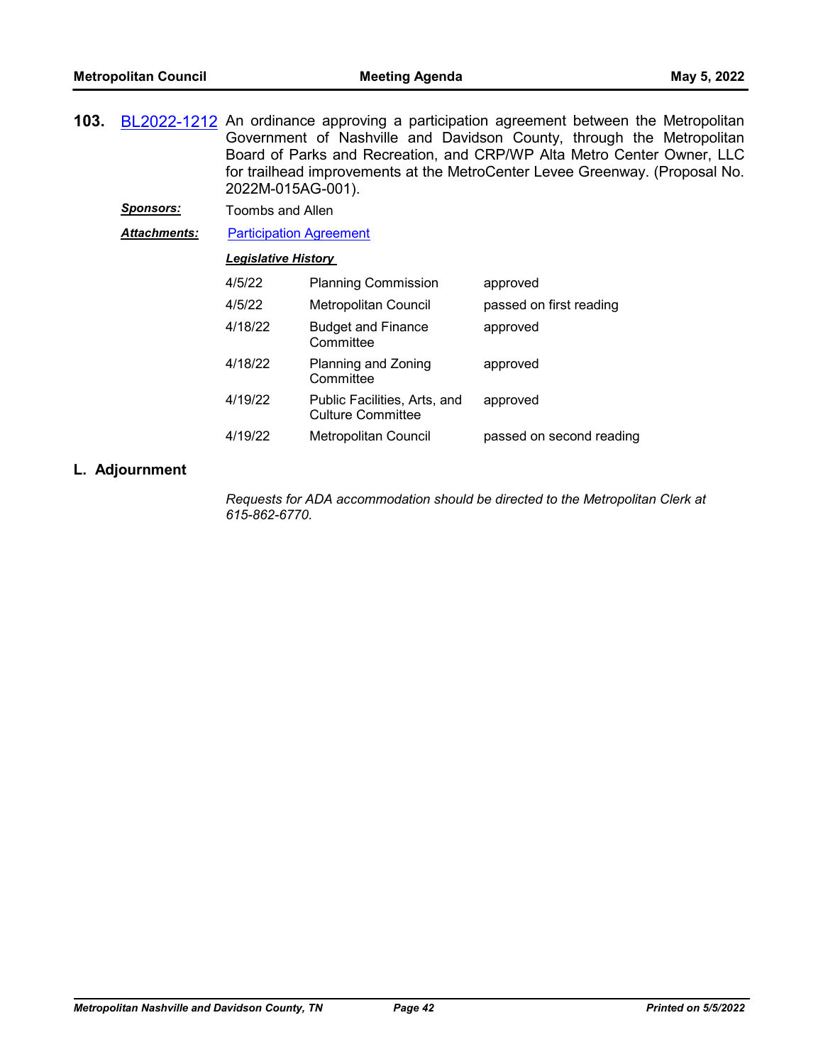**103.** BL2022-1212 An ordinance approving a participation agreement between the Metropolitan Government of Nashville and Davidson County, through the Metropolitan Board of Parks and Recreation, and CRP/WP Alta Metro Center Owner, LLC for trailhead improvements at the MetroCenter Levee Greenway. (Proposal No. 2022M-015AG-001).

***Sponsors:*** Toombs and Allen

***Attachments:*** Participation Agreement

***Legislative History***

| | | |
|---|---|---|
| 4/5/22 | Planning Commission | approved |
| 4/5/22 | Metropolitan Council | passed on first reading |
| 4/18/22 | Budget and Finance Committee | approved |
| 4/18/22 | Planning and Zoning Committee | approved |
| 4/19/22 | Public Facilities, Arts, and Culture Committee | approved |
| 4/19/22 | Metropolitan Council | passed on second reading |

## L. Adjournment

*Requests for ADA accommodation should be directed to the Metropolitan Clerk at 615-862-6770.*